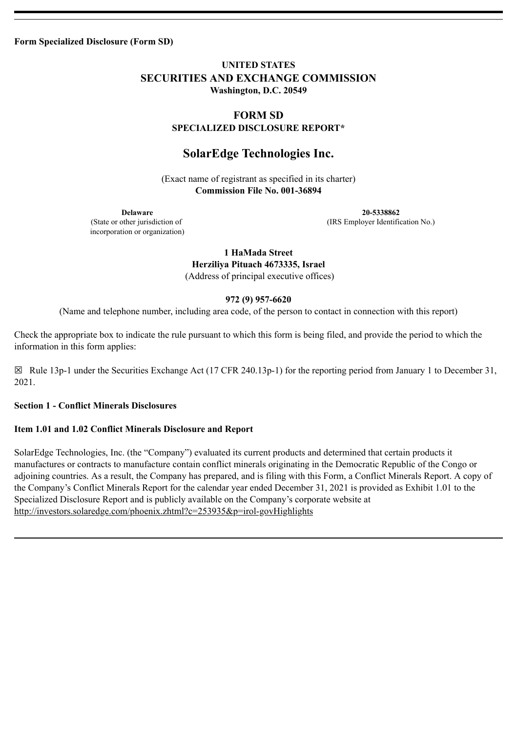**Form Specialized Disclosure (Form SD)**

**UNITED STATES**
**SECURITIES AND EXCHANGE COMMISSION**
**Washington, D.C. 20549**

## FORM SD
**SPECIALIZED DISCLOSURE REPORT***

# SolarEdge Technologies Inc.

(Exact name of registrant as specified in its charter)
**Commission File No. 001-36894**

| | |
|---|---|
| **Delaware** | **20-5338862** |
| (State or other jurisdiction of incorporation or organization) | (IRS Employer Identification No.) |

**1 HaMada Street**
**Herziliya Pituach 4673335, Israel**
(Address of principal executive offices)

**972 (9) 957-6620**
(Name and telephone number, including area code, of the person to contact in connection with this report)

Check the appropriate box to indicate the rule pursuant to which this form is being filed, and provide the period to which the information in this form applies:

☒ Rule 13p-1 under the Securities Exchange Act (17 CFR 240.13p-1) for the reporting period from January 1 to December 31, 2021.

**Section 1 - Conflict Minerals Disclosures**

**Item 1.01 and 1.02 Conflict Minerals Disclosure and Report**

SolarEdge Technologies, Inc. (the "Company") evaluated its current products and determined that certain products it manufactures or contracts to manufacture contain conflict minerals originating in the Democratic Republic of the Congo or adjoining countries. As a result, the Company has prepared, and is filing with this Form, a Conflict Minerals Report. A copy of the Company's Conflict Minerals Report for the calendar year ended December 31, 2021 is provided as Exhibit 1.01 to the Specialized Disclosure Report and is publicly available on the Company's corporate website at http://investors.solaredge.com/phoenix.zhtml?c=253935&p=irol-govHighlights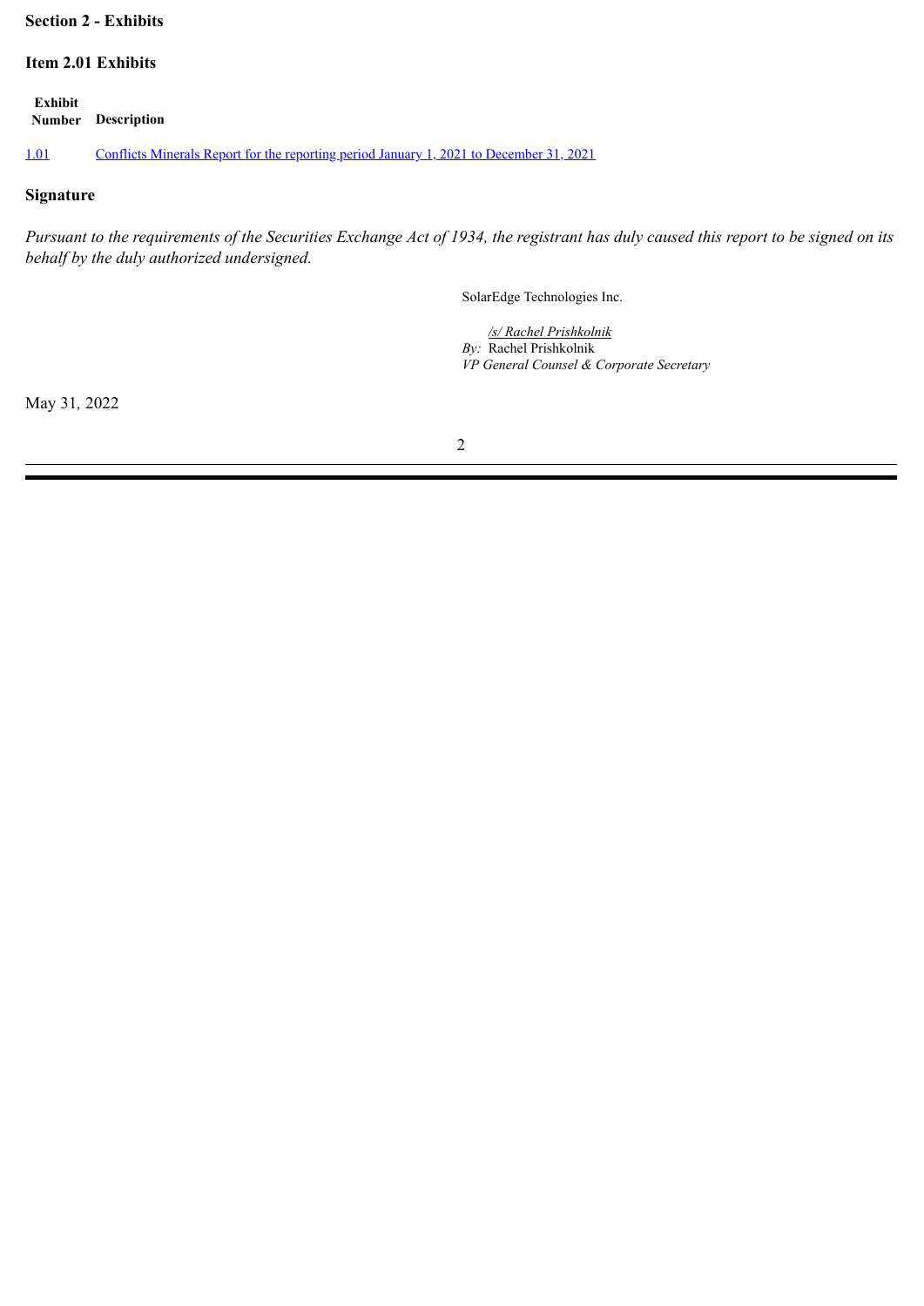**Section 2 - Exhibits**

**Item 2.01 Exhibits**

| Exhibit Number | Description |
| --- | --- |
| 1.01 | Conflicts Minerals Report for the reporting period January 1, 2021 to December 31, 2021 |

**Signature**

*Pursuant to the requirements of the Securities Exchange Act of 1934, the registrant has duly caused this report to be signed on its behalf by the duly authorized undersigned.*

SolarEdge Technologies Inc.

*/s/ Rachel Prishkolnik*
*By:* Rachel Prishkolnik
*VP General Counsel & Corporate Secretary*

May 31, 2022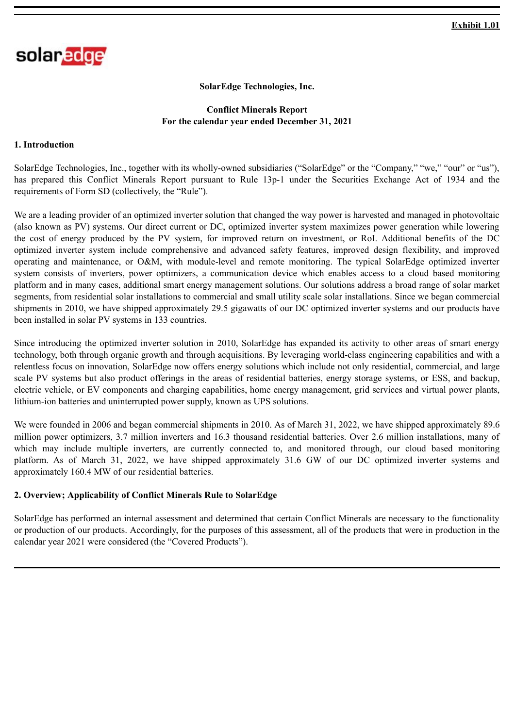**Exhibit 1.01**

solaredge

**SolarEdge Technologies, Inc.**

**Conflict Minerals Report**
**For the calendar year ended December 31, 2021**

## 1. Introduction

SolarEdge Technologies, Inc., together with its wholly-owned subsidiaries ("SolarEdge" or the "Company," "we," "our" or "us"), has prepared this Conflict Minerals Report pursuant to Rule 13p-1 under the Securities Exchange Act of 1934 and the requirements of Form SD (collectively, the "Rule").

We are a leading provider of an optimized inverter solution that changed the way power is harvested and managed in photovoltaic (also known as PV) systems. Our direct current or DC, optimized inverter system maximizes power generation while lowering the cost of energy produced by the PV system, for improved return on investment, or RoI. Additional benefits of the DC optimized inverter system include comprehensive and advanced safety features, improved design flexibility, and improved operating and maintenance, or O&M, with module-level and remote monitoring. The typical SolarEdge optimized inverter system consists of inverters, power optimizers, a communication device which enables access to a cloud based monitoring platform and in many cases, additional smart energy management solutions. Our solutions address a broad range of solar market segments, from residential solar installations to commercial and small utility scale solar installations. Since we began commercial shipments in 2010, we have shipped approximately 29.5 gigawatts of our DC optimized inverter systems and our products have been installed in solar PV systems in 133 countries.

Since introducing the optimized inverter solution in 2010, SolarEdge has expanded its activity to other areas of smart energy technology, both through organic growth and through acquisitions. By leveraging world-class engineering capabilities and with a relentless focus on innovation, SolarEdge now offers energy solutions which include not only residential, commercial, and large scale PV systems but also product offerings in the areas of residential batteries, energy storage systems, or ESS, and backup, electric vehicle, or EV components and charging capabilities, home energy management, grid services and virtual power plants, lithium-ion batteries and uninterrupted power supply, known as UPS solutions.

We were founded in 2006 and began commercial shipments in 2010. As of March 31, 2022, we have shipped approximately 89.6 million power optimizers, 3.7 million inverters and 16.3 thousand residential batteries. Over 2.6 million installations, many of which may include multiple inverters, are currently connected to, and monitored through, our cloud based monitoring platform. As of March 31, 2022, we have shipped approximately 31.6 GW of our DC optimized inverter systems and approximately 160.4 MW of our residential batteries.

## 2. Overview; Applicability of Conflict Minerals Rule to SolarEdge

SolarEdge has performed an internal assessment and determined that certain Conflict Minerals are necessary to the functionality or production of our products. Accordingly, for the purposes of this assessment, all of the products that were in production in the calendar year 2021 were considered (the "Covered Products").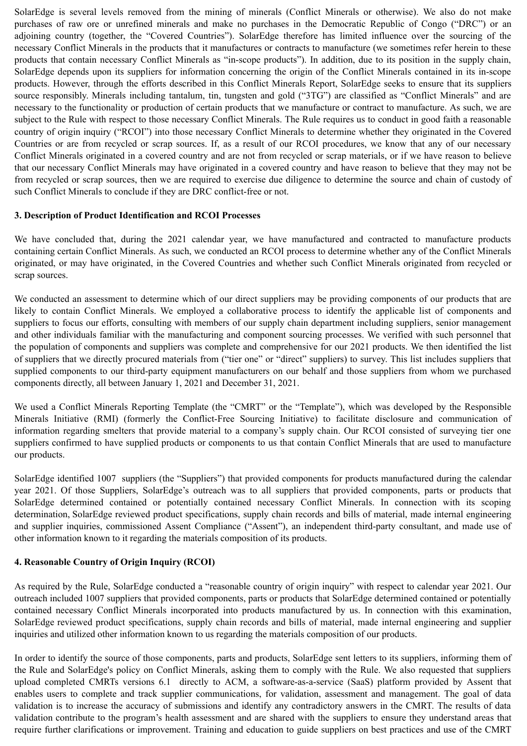SolarEdge is several levels removed from the mining of minerals (Conflict Minerals or otherwise). We also do not make purchases of raw ore or unrefined minerals and make no purchases in the Democratic Republic of Congo ("DRC") or an adjoining country (together, the "Covered Countries"). SolarEdge therefore has limited influence over the sourcing of the necessary Conflict Minerals in the products that it manufactures or contracts to manufacture (we sometimes refer herein to these products that contain necessary Conflict Minerals as "in-scope products"). In addition, due to its position in the supply chain, SolarEdge depends upon its suppliers for information concerning the origin of the Conflict Minerals contained in its in-scope products. However, through the efforts described in this Conflict Minerals Report, SolarEdge seeks to ensure that its suppliers source responsibly. Minerals including tantalum, tin, tungsten and gold ("3TG") are classified as "Conflict Minerals" and are necessary to the functionality or production of certain products that we manufacture or contract to manufacture. As such, we are subject to the Rule with respect to those necessary Conflict Minerals. The Rule requires us to conduct in good faith a reasonable country of origin inquiry ("RCOI") into those necessary Conflict Minerals to determine whether they originated in the Covered Countries or are from recycled or scrap sources. If, as a result of our RCOI procedures, we know that any of our necessary Conflict Minerals originated in a covered country and are not from recycled or scrap materials, or if we have reason to believe that our necessary Conflict Minerals may have originated in a covered country and have reason to believe that they may not be from recycled or scrap sources, then we are required to exercise due diligence to determine the source and chain of custody of such Conflict Minerals to conclude if they are DRC conflict-free or not.

**3. Description of Product Identification and RCOI Processes**

We have concluded that, during the 2021 calendar year, we have manufactured and contracted to manufacture products containing certain Conflict Minerals. As such, we conducted an RCOI process to determine whether any of the Conflict Minerals originated, or may have originated, in the Covered Countries and whether such Conflict Minerals originated from recycled or scrap sources.

We conducted an assessment to determine which of our direct suppliers may be providing components of our products that are likely to contain Conflict Minerals. We employed a collaborative process to identify the applicable list of components and suppliers to focus our efforts, consulting with members of our supply chain department including suppliers, senior management and other individuals familiar with the manufacturing and component sourcing processes. We verified with such personnel that the population of components and suppliers was complete and comprehensive for our 2021 products. We then identified the list of suppliers that we directly procured materials from ("tier one" or "direct" suppliers) to survey. This list includes suppliers that supplied components to our third-party equipment manufacturers on our behalf and those suppliers from whom we purchased components directly, all between January 1, 2021 and December 31, 2021.

We used a Conflict Minerals Reporting Template (the "CMRT" or the "Template"), which was developed by the Responsible Minerals Initiative (RMI) (formerly the Conflict-Free Sourcing Initiative) to facilitate disclosure and communication of information regarding smelters that provide material to a company's supply chain. Our RCOI consisted of surveying tier one suppliers confirmed to have supplied products or components to us that contain Conflict Minerals that are used to manufacture our products.

SolarEdge identified 1007 suppliers (the "Suppliers") that provided components for products manufactured during the calendar year 2021. Of those Suppliers, SolarEdge's outreach was to all suppliers that provided components, parts or products that SolarEdge determined contained or potentially contained necessary Conflict Minerals. In connection with its scoping determination, SolarEdge reviewed product specifications, supply chain records and bills of material, made internal engineering and supplier inquiries, commissioned Assent Compliance ("Assent"), an independent third-party consultant, and made use of other information known to it regarding the materials composition of its products.

**4. Reasonable Country of Origin Inquiry (RCOI)**

As required by the Rule, SolarEdge conducted a "reasonable country of origin inquiry" with respect to calendar year 2021. Our outreach included 1007 suppliers that provided components, parts or products that SolarEdge determined contained or potentially contained necessary Conflict Minerals incorporated into products manufactured by us. In connection with this examination, SolarEdge reviewed product specifications, supply chain records and bills of material, made internal engineering and supplier inquiries and utilized other information known to us regarding the materials composition of our products.

In order to identify the source of those components, parts and products, SolarEdge sent letters to its suppliers, informing them of the Rule and SolarEdge's policy on Conflict Minerals, asking them to comply with the Rule. We also requested that suppliers upload completed CMRTs versions 6.1 directly to ACM, a software-as-a-service (SaaS) platform provided by Assent that enables users to complete and track supplier communications, for validation, assessment and management. The goal of data validation is to increase the accuracy of submissions and identify any contradictory answers in the CMRT. The results of data validation contribute to the program's health assessment and are shared with the suppliers to ensure they understand areas that require further clarifications or improvement. Training and education to guide suppliers on best practices and use of the CMRT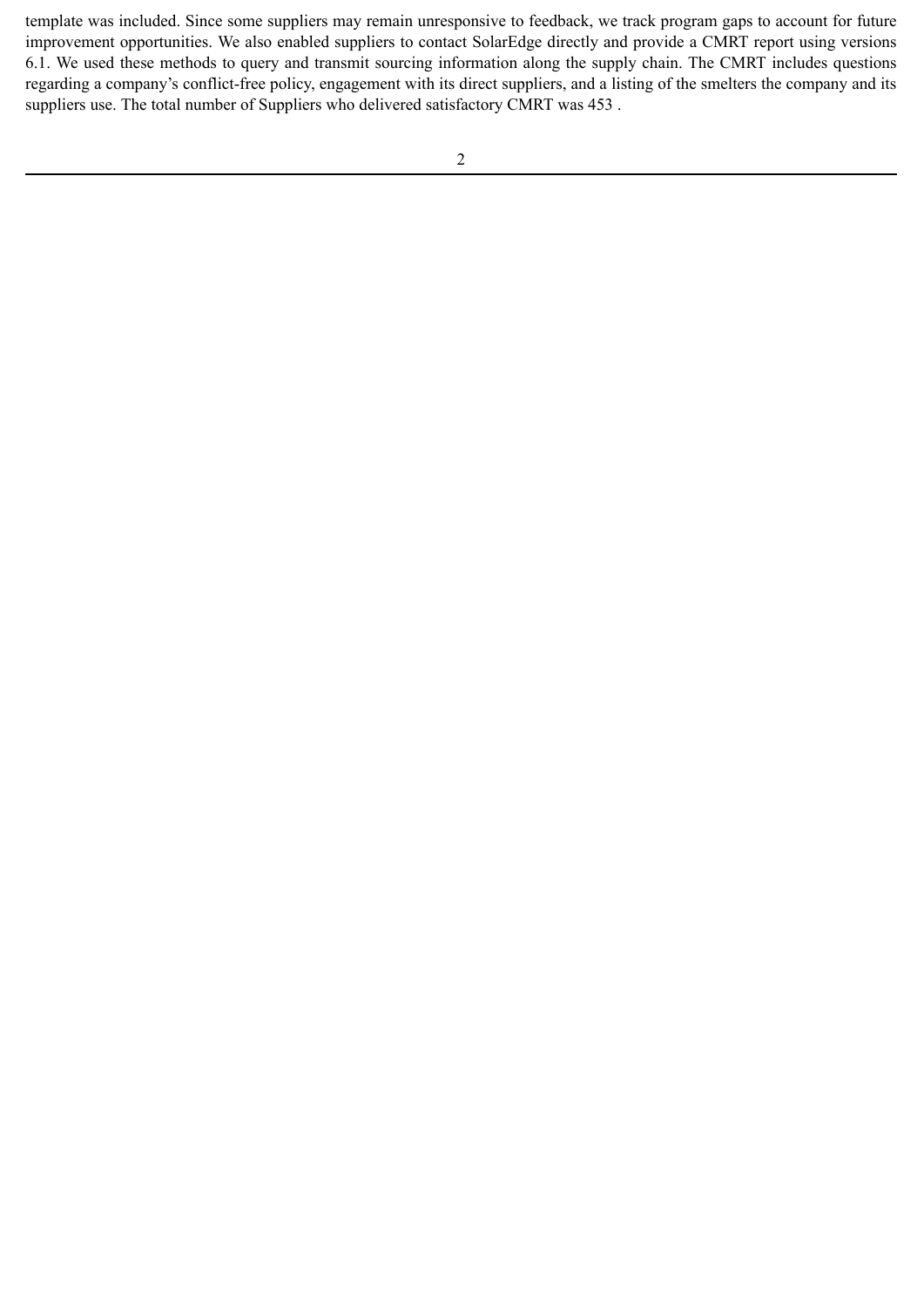template was included. Since some suppliers may remain unresponsive to feedback, we track program gaps to account for future improvement opportunities. We also enabled suppliers to contact SolarEdge directly and provide a CMRT report using versions 6.1. We used these methods to query and transmit sourcing information along the supply chain. The CMRT includes questions regarding a company's conflict-free policy, engagement with its direct suppliers, and a listing of the smelters the company and its suppliers use. The total number of Suppliers who delivered satisfactory CMRT was 453 .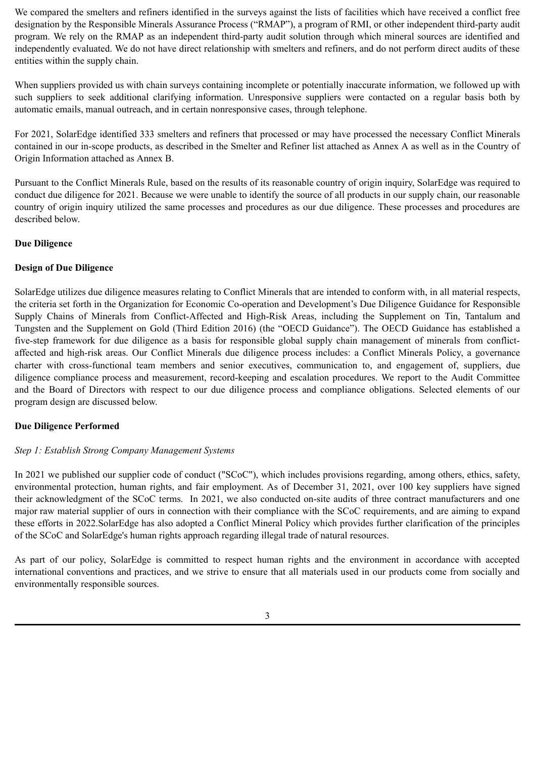We compared the smelters and refiners identified in the surveys against the lists of facilities which have received a conflict free designation by the Responsible Minerals Assurance Process ("RMAP"), a program of RMI, or other independent third-party audit program. We rely on the RMAP as an independent third-party audit solution through which mineral sources are identified and independently evaluated. We do not have direct relationship with smelters and refiners, and do not perform direct audits of these entities within the supply chain.

When suppliers provided us with chain surveys containing incomplete or potentially inaccurate information, we followed up with such suppliers to seek additional clarifying information. Unresponsive suppliers were contacted on a regular basis both by automatic emails, manual outreach, and in certain nonresponsive cases, through telephone.

For 2021, SolarEdge identified 333 smelters and refiners that processed or may have processed the necessary Conflict Minerals contained in our in-scope products, as described in the Smelter and Refiner list attached as Annex A as well as in the Country of Origin Information attached as Annex B.

Pursuant to the Conflict Minerals Rule, based on the results of its reasonable country of origin inquiry, SolarEdge was required to conduct due diligence for 2021. Because we were unable to identify the source of all products in our supply chain, our reasonable country of origin inquiry utilized the same processes and procedures as our due diligence. These processes and procedures are described below.

**Due Diligence**

**Design of Due Diligence**

SolarEdge utilizes due diligence measures relating to Conflict Minerals that are intended to conform with, in all material respects, the criteria set forth in the Organization for Economic Co-operation and Development's Due Diligence Guidance for Responsible Supply Chains of Minerals from Conflict-Affected and High-Risk Areas, including the Supplement on Tin, Tantalum and Tungsten and the Supplement on Gold (Third Edition 2016) (the "OECD Guidance"). The OECD Guidance has established a five-step framework for due diligence as a basis for responsible global supply chain management of minerals from conflict-affected and high-risk areas. Our Conflict Minerals due diligence process includes: a Conflict Minerals Policy, a governance charter with cross-functional team members and senior executives, communication to, and engagement of, suppliers, due diligence compliance process and measurement, record-keeping and escalation procedures. We report to the Audit Committee and the Board of Directors with respect to our due diligence process and compliance obligations. Selected elements of our program design are discussed below.

**Due Diligence Performed**

*Step 1: Establish Strong Company Management Systems*

In 2021 we published our supplier code of conduct ("SCoC"), which includes provisions regarding, among others, ethics, safety, environmental protection, human rights, and fair employment. As of December 31, 2021, over 100 key suppliers have signed their acknowledgment of the SCoC terms. In 2021, we also conducted on-site audits of three contract manufacturers and one major raw material supplier of ours in connection with their compliance with the SCoC requirements, and are aiming to expand these efforts in 2022.SolarEdge has also adopted a Conflict Mineral Policy which provides further clarification of the principles of the SCoC and SolarEdge's human rights approach regarding illegal trade of natural resources.

As part of our policy, SolarEdge is committed to respect human rights and the environment in accordance with accepted international conventions and practices, and we strive to ensure that all materials used in our products come from socially and environmentally responsible sources.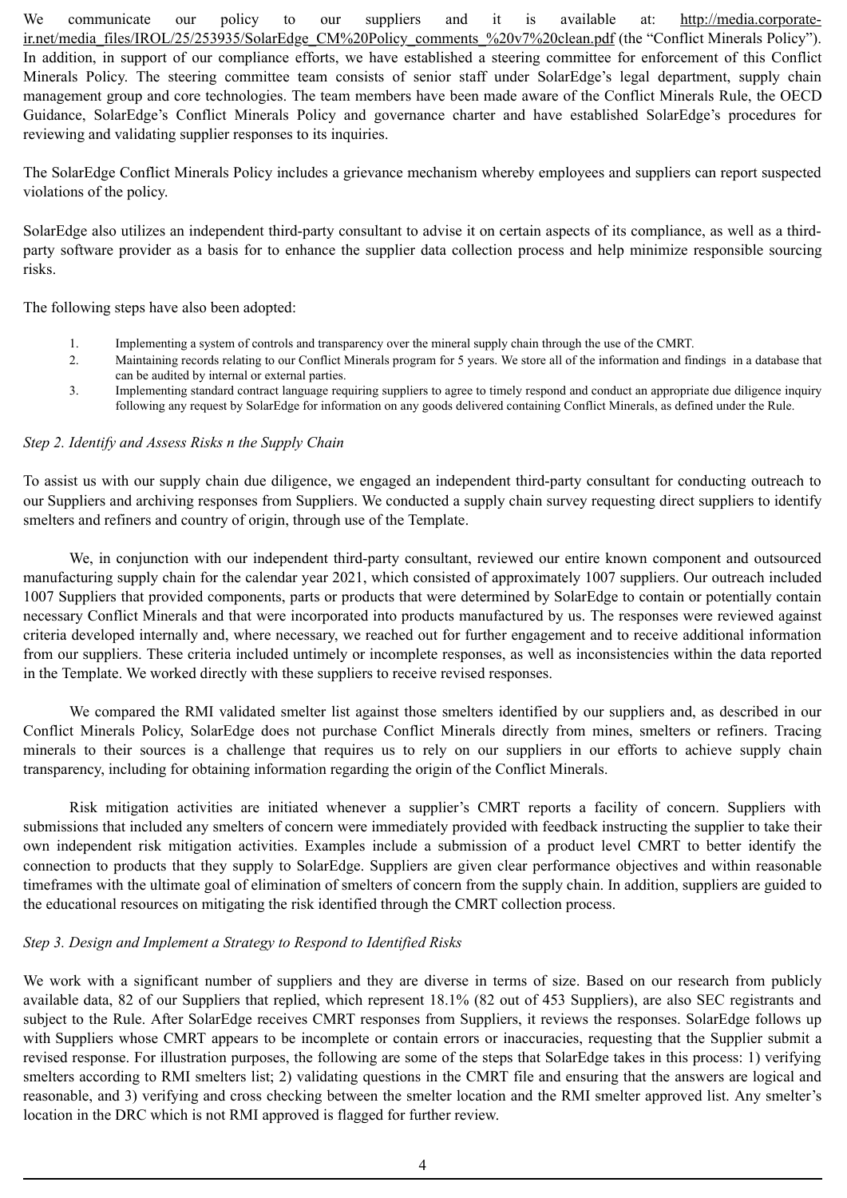We communicate our policy to our suppliers and it is available at: http://media.corporate-ir.net/media_files/IROL/25/253935/SolarEdge_CM%20Policy_comments_%20v7%20clean.pdf (the "Conflict Minerals Policy"). In addition, in support of our compliance efforts, we have established a steering committee for enforcement of this Conflict Minerals Policy. The steering committee team consists of senior staff under SolarEdge's legal department, supply chain management group and core technologies. The team members have been made aware of the Conflict Minerals Rule, the OECD Guidance, SolarEdge's Conflict Minerals Policy and governance charter and have established SolarEdge's procedures for reviewing and validating supplier responses to its inquiries.

The SolarEdge Conflict Minerals Policy includes a grievance mechanism whereby employees and suppliers can report suspected violations of the policy.

SolarEdge also utilizes an independent third-party consultant to advise it on certain aspects of its compliance, as well as a third-party software provider as a basis for to enhance the supplier data collection process and help minimize responsible sourcing risks.

The following steps have also been adopted:

1. Implementing a system of controls and transparency over the mineral supply chain through the use of the CMRT.
2. Maintaining records relating to our Conflict Minerals program for 5 years. We store all of the information and findings in a database that can be audited by internal or external parties.
3. Implementing standard contract language requiring suppliers to agree to timely respond and conduct an appropriate due diligence inquiry following any request by SolarEdge for information on any goods delivered containing Conflict Minerals, as defined under the Rule.

*Step 2. Identify and Assess Risks n the Supply Chain*

To assist us with our supply chain due diligence, we engaged an independent third-party consultant for conducting outreach to our Suppliers and archiving responses from Suppliers. We conducted a supply chain survey requesting direct suppliers to identify smelters and refiners and country of origin, through use of the Template.

We, in conjunction with our independent third-party consultant, reviewed our entire known component and outsourced manufacturing supply chain for the calendar year 2021, which consisted of approximately 1007 suppliers. Our outreach included 1007 Suppliers that provided components, parts or products that were determined by SolarEdge to contain or potentially contain necessary Conflict Minerals and that were incorporated into products manufactured by us. The responses were reviewed against criteria developed internally and, where necessary, we reached out for further engagement and to receive additional information from our suppliers. These criteria included untimely or incomplete responses, as well as inconsistencies within the data reported in the Template. We worked directly with these suppliers to receive revised responses.

We compared the RMI validated smelter list against those smelters identified by our suppliers and, as described in our Conflict Minerals Policy, SolarEdge does not purchase Conflict Minerals directly from mines, smelters or refiners. Tracing minerals to their sources is a challenge that requires us to rely on our suppliers in our efforts to achieve supply chain transparency, including for obtaining information regarding the origin of the Conflict Minerals.

Risk mitigation activities are initiated whenever a supplier's CMRT reports a facility of concern. Suppliers with submissions that included any smelters of concern were immediately provided with feedback instructing the supplier to take their own independent risk mitigation activities. Examples include a submission of a product level CMRT to better identify the connection to products that they supply to SolarEdge. Suppliers are given clear performance objectives and within reasonable timeframes with the ultimate goal of elimination of smelters of concern from the supply chain. In addition, suppliers are guided to the educational resources on mitigating the risk identified through the CMRT collection process.

*Step 3. Design and Implement a Strategy to Respond to Identified Risks*

We work with a significant number of suppliers and they are diverse in terms of size. Based on our research from publicly available data, 82 of our Suppliers that replied, which represent 18.1% (82 out of 453 Suppliers), are also SEC registrants and subject to the Rule. After SolarEdge receives CMRT responses from Suppliers, it reviews the responses. SolarEdge follows up with Suppliers whose CMRT appears to be incomplete or contain errors or inaccuracies, requesting that the Supplier submit a revised response. For illustration purposes, the following are some of the steps that SolarEdge takes in this process: 1) verifying smelters according to RMI smelters list; 2) validating questions in the CMRT file and ensuring that the answers are logical and reasonable, and 3) verifying and cross checking between the smelter location and the RMI smelter approved list. Any smelter's location in the DRC which is not RMI approved is flagged for further review.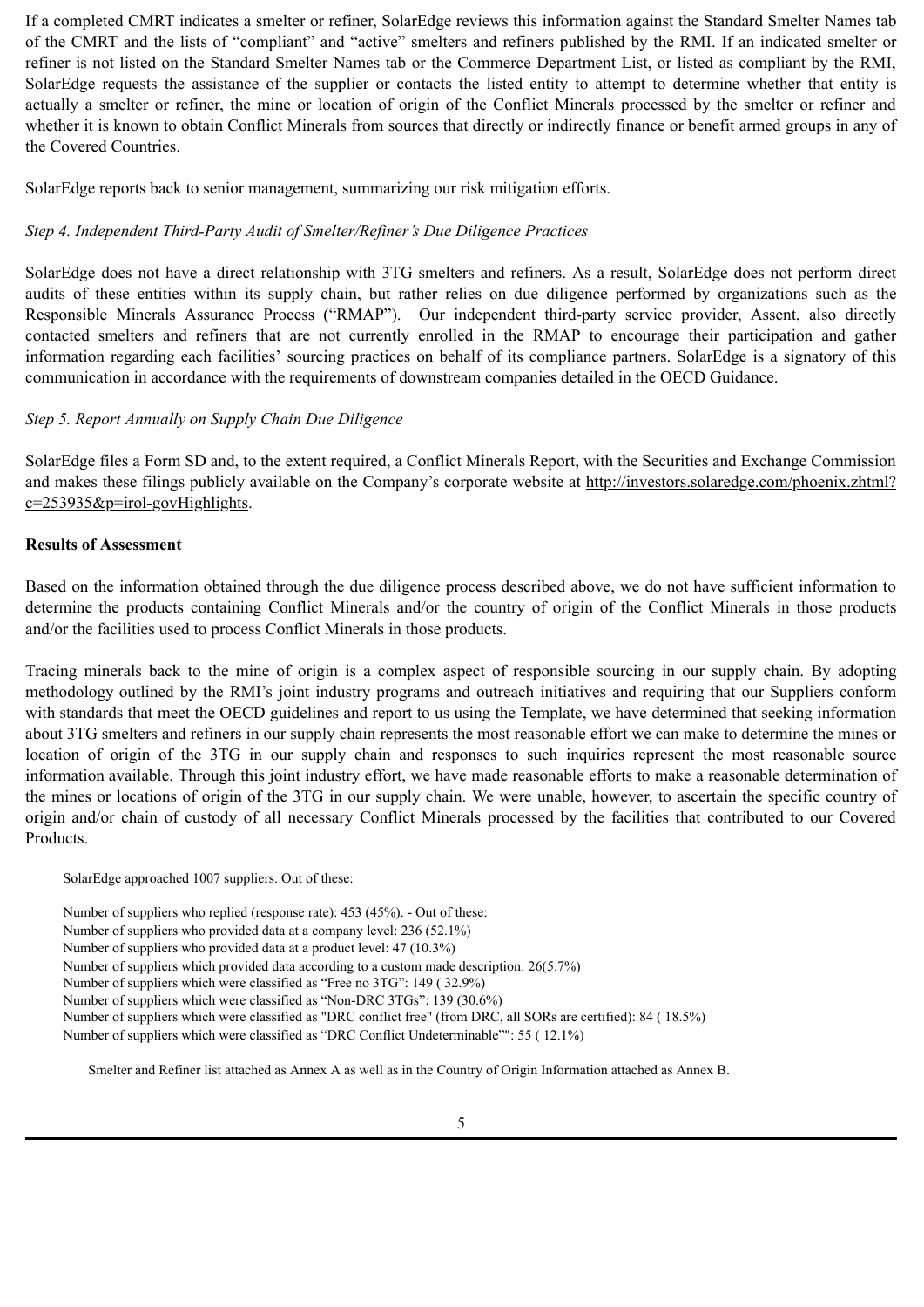If a completed CMRT indicates a smelter or refiner, SolarEdge reviews this information against the Standard Smelter Names tab of the CMRT and the lists of "compliant" and "active" smelters and refiners published by the RMI. If an indicated smelter or refiner is not listed on the Standard Smelter Names tab or the Commerce Department List, or listed as compliant by the RMI, SolarEdge requests the assistance of the supplier or contacts the listed entity to attempt to determine whether that entity is actually a smelter or refiner, the mine or location of origin of the Conflict Minerals processed by the smelter or refiner and whether it is known to obtain Conflict Minerals from sources that directly or indirectly finance or benefit armed groups in any of the Covered Countries.

SolarEdge reports back to senior management, summarizing our risk mitigation efforts.

*Step 4. Independent Third-Party Audit of Smelter/Refiner's Due Diligence Practices*

SolarEdge does not have a direct relationship with 3TG smelters and refiners. As a result, SolarEdge does not perform direct audits of these entities within its supply chain, but rather relies on due diligence performed by organizations such as the Responsible Minerals Assurance Process ("RMAP"). Our independent third-party service provider, Assent, also directly contacted smelters and refiners that are not currently enrolled in the RMAP to encourage their participation and gather information regarding each facilities' sourcing practices on behalf of its compliance partners. SolarEdge is a signatory of this communication in accordance with the requirements of downstream companies detailed in the OECD Guidance.

*Step 5. Report Annually on Supply Chain Due Diligence*

SolarEdge files a Form SD and, to the extent required, a Conflict Minerals Report, with the Securities and Exchange Commission and makes these filings publicly available on the Company's corporate website at http://investors.solaredge.com/phoenix.zhtml?c=253935&p=irol-govHighlights.

**Results of Assessment**

Based on the information obtained through the due diligence process described above, we do not have sufficient information to determine the products containing Conflict Minerals and/or the country of origin of the Conflict Minerals in those products and/or the facilities used to process Conflict Minerals in those products.

Tracing minerals back to the mine of origin is a complex aspect of responsible sourcing in our supply chain. By adopting methodology outlined by the RMI's joint industry programs and outreach initiatives and requiring that our Suppliers conform with standards that meet the OECD guidelines and report to us using the Template, we have determined that seeking information about 3TG smelters and refiners in our supply chain represents the most reasonable effort we can make to determine the mines or location of origin of the 3TG in our supply chain and responses to such inquiries represent the most reasonable source information available. Through this joint industry effort, we have made reasonable efforts to make a reasonable determination of the mines or locations of origin of the 3TG in our supply chain. We were unable, however, to ascertain the specific country of origin and/or chain of custody of all necessary Conflict Minerals processed by the facilities that contributed to our Covered Products.

SolarEdge approached 1007 suppliers. Out of these:

Number of suppliers who replied (response rate): 453 (45%). - Out of these:
Number of suppliers who provided data at a company level: 236 (52.1%)
Number of suppliers who provided data at a product level: 47 (10.3%)
Number of suppliers which provided data according to a custom made description: 26(5.7%)
Number of suppliers which were classified as "Free no 3TG": 149 ( 32.9%)
Number of suppliers which were classified as "Non-DRC 3TGs": 139 (30.6%)
Number of suppliers which were classified as "DRC conflict free" (from DRC, all SORs are certified): 84 ( 18.5%)
Number of suppliers which were classified as "DRC Conflict Undeterminable"": 55 ( 12.1%)

Smelter and Refiner list attached as Annex A as well as in the Country of Origin Information attached as Annex B.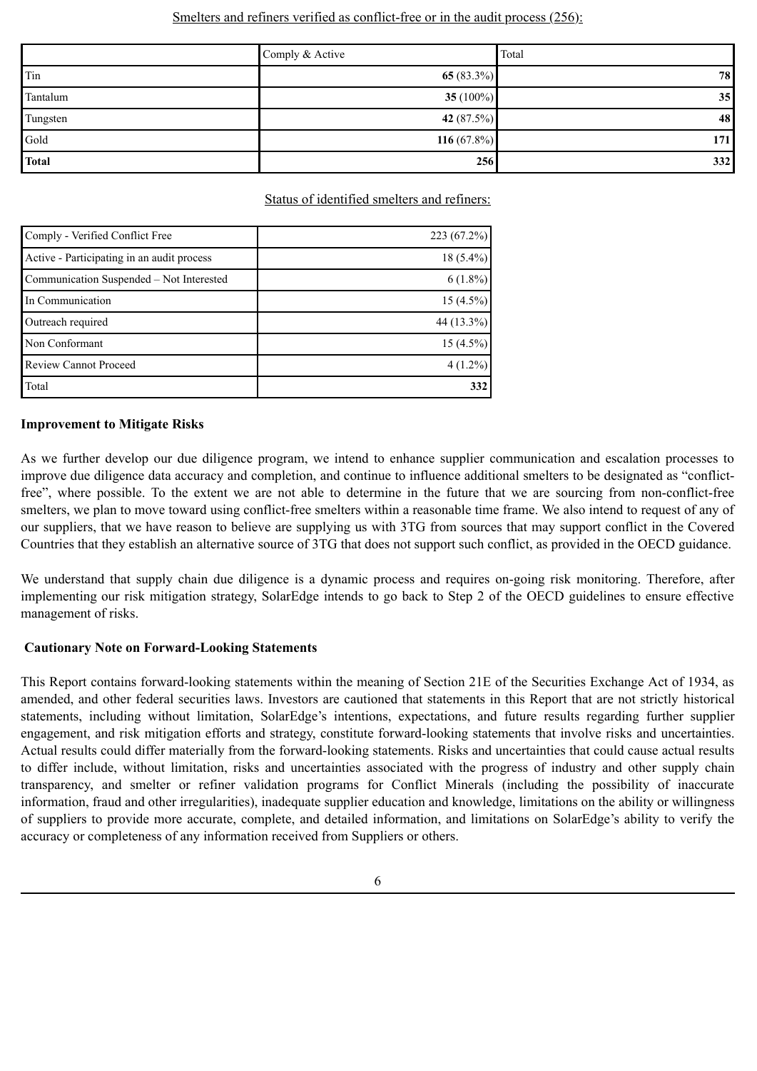Smelters and refiners verified as conflict-free or in the audit process (256):

| | Comply & Active | Total |
|---|---|---|
| Tin | **65** (83.3%) | **78** |
| Tantalum | **35** (100%) | **35** |
| Tungsten | **42** (87.5%) | **48** |
| Gold | **116** (67.8%) | **171** |
| **Total** | **256** | **332** |

Status of identified smelters and refiners:

| | |
|---|---|
| Comply - Verified Conflict Free | 223 (67.2%) |
| Active - Participating in an audit process | 18 (5.4%) |
| Communication Suspended – Not Interested | 6 (1.8%) |
| In Communication | 15 (4.5%) |
| Outreach required | 44 (13.3%) |
| Non Conformant | 15 (4.5%) |
| Review Cannot Proceed | 4 (1.2%) |
| Total | **332** |

**Improvement to Mitigate Risks**

As we further develop our due diligence program, we intend to enhance supplier communication and escalation processes to improve due diligence data accuracy and completion, and continue to influence additional smelters to be designated as "conflict-free", where possible. To the extent we are not able to determine in the future that we are sourcing from non-conflict-free smelters, we plan to move toward using conflict-free smelters within a reasonable time frame. We also intend to request of any of our suppliers, that we have reason to believe are supplying us with 3TG from sources that may support conflict in the Covered Countries that they establish an alternative source of 3TG that does not support such conflict, as provided in the OECD guidance.

We understand that supply chain due diligence is a dynamic process and requires on-going risk monitoring. Therefore, after implementing our risk mitigation strategy, SolarEdge intends to go back to Step 2 of the OECD guidelines to ensure effective management of risks.

**Cautionary Note on Forward-Looking Statements**

This Report contains forward-looking statements within the meaning of Section 21E of the Securities Exchange Act of 1934, as amended, and other federal securities laws. Investors are cautioned that statements in this Report that are not strictly historical statements, including without limitation, SolarEdge's intentions, expectations, and future results regarding further supplier engagement, and risk mitigation efforts and strategy, constitute forward-looking statements that involve risks and uncertainties. Actual results could differ materially from the forward-looking statements. Risks and uncertainties that could cause actual results to differ include, without limitation, risks and uncertainties associated with the progress of industry and other supply chain transparency, and smelter or refiner validation programs for Conflict Minerals (including the possibility of inaccurate information, fraud and other irregularities), inadequate supplier education and knowledge, limitations on the ability or willingness of suppliers to provide more accurate, complete, and detailed information, and limitations on SolarEdge's ability to verify the accuracy or completeness of any information received from Suppliers or others.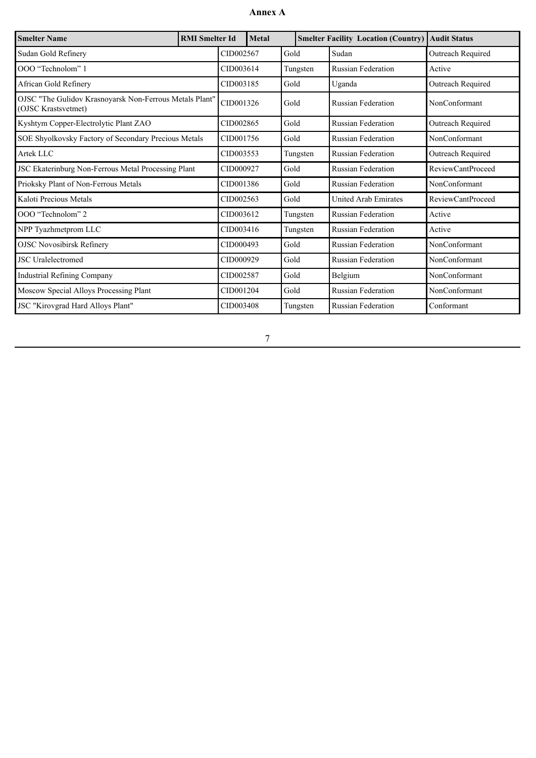**Annex A**

| Smelter Name | RMI Smelter Id | Metal | Smelter Facility Location (Country) | Audit Status |
|---|---|---|---|---|
| Sudan Gold Refinery | CID002567 | Gold | Sudan | Outreach Required |
| OOO “Technolom” 1 | CID003614 | Tungsten | Russian Federation | Active |
| African Gold Refinery | CID003185 | Gold | Uganda | Outreach Required |
| OJSC "The Gulidov Krasnoyarsk Non-Ferrous Metals Plant" (OJSC Krastsvetmet) | CID001326 | Gold | Russian Federation | NonConformant |
| Kyshtym Copper-Electrolytic Plant ZAO | CID002865 | Gold | Russian Federation | Outreach Required |
| SOE Shyolkovsky Factory of Secondary Precious Metals | CID001756 | Gold | Russian Federation | NonConformant |
| Artek LLC | CID003553 | Tungsten | Russian Federation | Outreach Required |
| JSC Ekaterinburg Non-Ferrous Metal Processing Plant | CID000927 | Gold | Russian Federation | ReviewCantProceed |
| Prioksky Plant of Non-Ferrous Metals | CID001386 | Gold | Russian Federation | NonConformant |
| Kaloti Precious Metals | CID002563 | Gold | United Arab Emirates | ReviewCantProceed |
| OOO “Technolom” 2 | CID003612 | Tungsten | Russian Federation | Active |
| NPP Tyazhmetprom LLC | CID003416 | Tungsten | Russian Federation | Active |
| OJSC Novosibirsk Refinery | CID000493 | Gold | Russian Federation | NonConformant |
| JSC Uralelectromed | CID000929 | Gold | Russian Federation | NonConformant |
| Industrial Refining Company | CID002587 | Gold | Belgium | NonConformant |
| Moscow Special Alloys Processing Plant | CID001204 | Gold | Russian Federation | NonConformant |
| JSC "Kirovgrad Hard Alloys Plant" | CID003408 | Tungsten | Russian Federation | Conformant |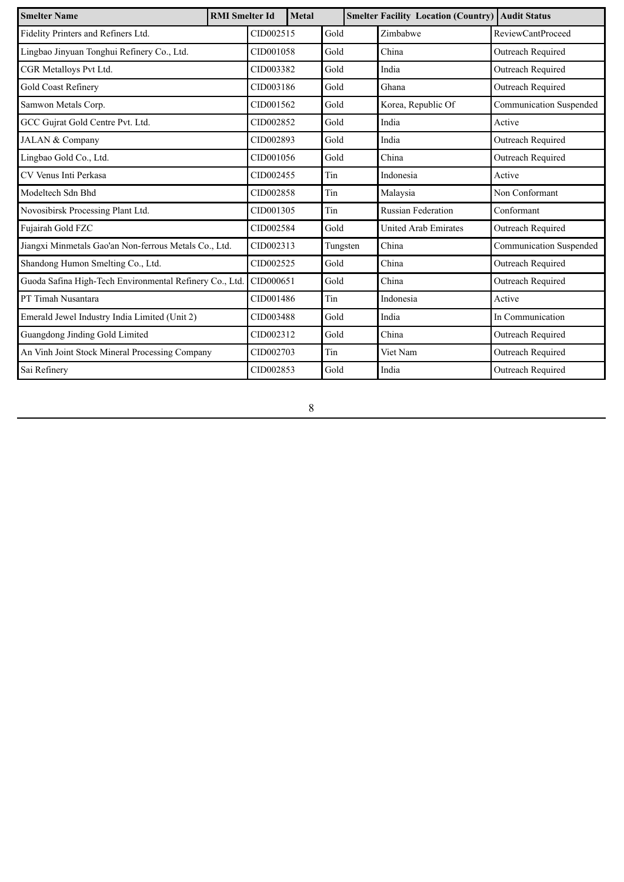| Smelter Name | RMI Smelter Id | Metal | Smelter Facility Location (Country) | Audit Status |
|---|---|---|---|---|
| Fidelity Printers and Refiners Ltd. | CID002515 | Gold | Zimbabwe | ReviewCantProceed |
| Lingbao Jinyuan Tonghui Refinery Co., Ltd. | CID001058 | Gold | China | Outreach Required |
| CGR Metalloys Pvt Ltd. | CID003382 | Gold | India | Outreach Required |
| Gold Coast Refinery | CID003186 | Gold | Ghana | Outreach Required |
| Samwon Metals Corp. | CID001562 | Gold | Korea, Republic Of | Communication Suspended |
| GCC Gujrat Gold Centre Pvt. Ltd. | CID002852 | Gold | India | Active |
| JALAN & Company | CID002893 | Gold | India | Outreach Required |
| Lingbao Gold Co., Ltd. | CID001056 | Gold | China | Outreach Required |
| CV Venus Inti Perkasa | CID002455 | Tin | Indonesia | Active |
| Modeltech Sdn Bhd | CID002858 | Tin | Malaysia | Non Conformant |
| Novosibirsk Processing Plant Ltd. | CID001305 | Tin | Russian Federation | Conformant |
| Fujairah Gold FZC | CID002584 | Gold | United Arab Emirates | Outreach Required |
| Jiangxi Minmetals Gao'an Non-ferrous Metals Co., Ltd. | CID002313 | Tungsten | China | Communication Suspended |
| Shandong Humon Smelting Co., Ltd. | CID002525 | Gold | China | Outreach Required |
| Guoda Safina High-Tech Environmental Refinery Co., Ltd. | CID000651 | Gold | China | Outreach Required |
| PT Timah Nusantara | CID001486 | Tin | Indonesia | Active |
| Emerald Jewel Industry India Limited (Unit 2) | CID003488 | Gold | India | In Communication |
| Guangdong Jinding Gold Limited | CID002312 | Gold | China | Outreach Required |
| An Vinh Joint Stock Mineral Processing Company | CID002703 | Tin | Viet Nam | Outreach Required |
| Sai Refinery | CID002853 | Gold | India | Outreach Required |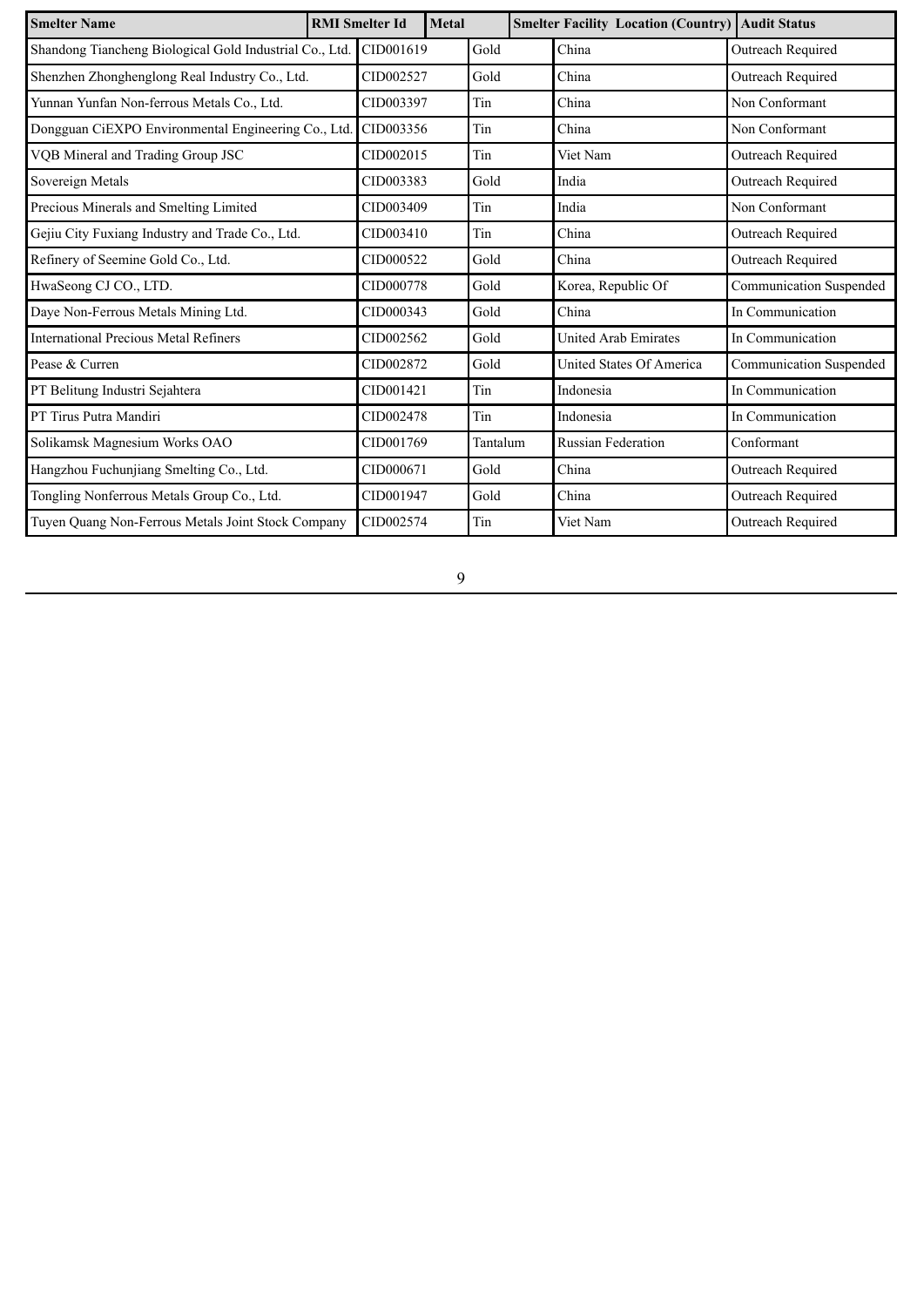| Smelter Name | RMI Smelter Id | Metal | Smelter Facility Location (Country) | Audit Status |
|---|---|---|---|---|
| Shandong Tiancheng Biological Gold Industrial Co., Ltd. | CID001619 | Gold | China | Outreach Required |
| Shenzhen Zhonghenglong Real Industry Co., Ltd. | CID002527 | Gold | China | Outreach Required |
| Yunnan Yunfan Non-ferrous Metals Co., Ltd. | CID003397 | Tin | China | Non Conformant |
| Dongguan CiEXPO Environmental Engineering Co., Ltd. | CID003356 | Tin | China | Non Conformant |
| VQB Mineral and Trading Group JSC | CID002015 | Tin | Viet Nam | Outreach Required |
| Sovereign Metals | CID003383 | Gold | India | Outreach Required |
| Precious Minerals and Smelting Limited | CID003409 | Tin | India | Non Conformant |
| Gejiu City Fuxiang Industry and Trade Co., Ltd. | CID003410 | Tin | China | Outreach Required |
| Refinery of Seemine Gold Co., Ltd. | CID000522 | Gold | China | Outreach Required |
| HwaSeong CJ CO., LTD. | CID000778 | Gold | Korea, Republic Of | Communication Suspended |
| Daye Non-Ferrous Metals Mining Ltd. | CID000343 | Gold | China | In Communication |
| International Precious Metal Refiners | CID002562 | Gold | United Arab Emirates | In Communication |
| Pease & Curren | CID002872 | Gold | United States Of America | Communication Suspended |
| PT Belitung Industri Sejahtera | CID001421 | Tin | Indonesia | In Communication |
| PT Tirus Putra Mandiri | CID002478 | Tin | Indonesia | In Communication |
| Solikamsk Magnesium Works OAO | CID001769 | Tantalum | Russian Federation | Conformant |
| Hangzhou Fuchunjiang Smelting Co., Ltd. | CID000671 | Gold | China | Outreach Required |
| Tongling Nonferrous Metals Group Co., Ltd. | CID001947 | Gold | China | Outreach Required |
| Tuyen Quang Non-Ferrous Metals Joint Stock Company | CID002574 | Tin | Viet Nam | Outreach Required |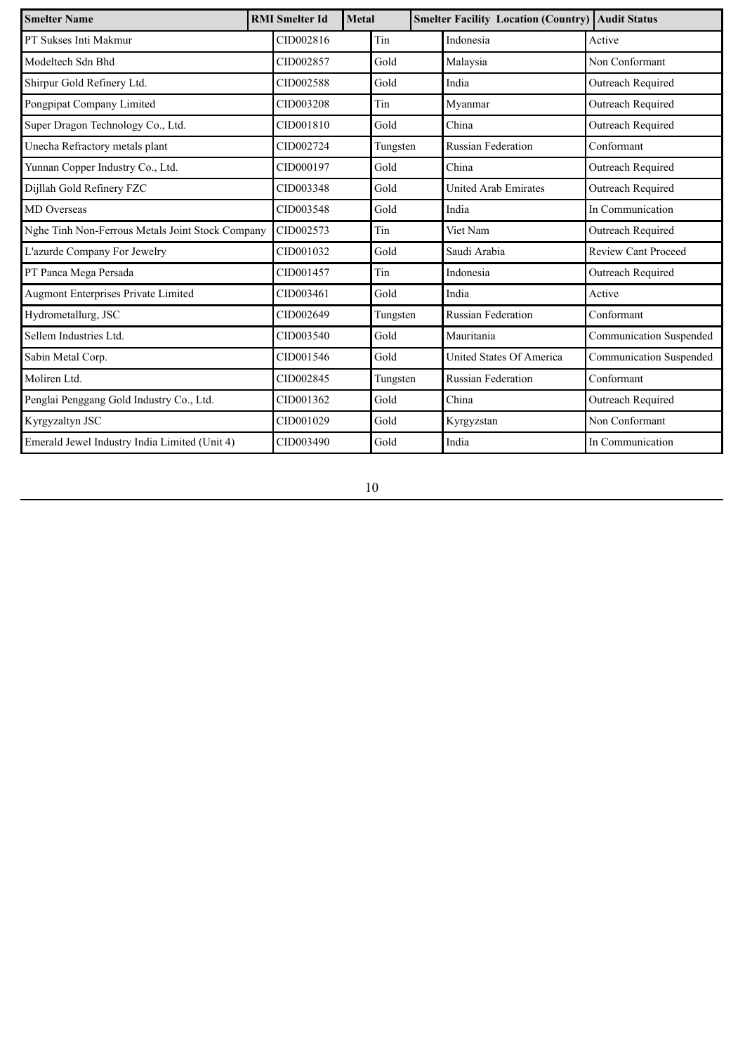| Smelter Name | RMI Smelter Id | Metal | Smelter Facility Location (Country) | Audit Status |
|---|---|---|---|---|
| PT Sukses Inti Makmur | CID002816 | Tin | Indonesia | Active |
| Modeltech Sdn Bhd | CID002857 | Gold | Malaysia | Non Conformant |
| Shirpur Gold Refinery Ltd. | CID002588 | Gold | India | Outreach Required |
| Pongpipat Company Limited | CID003208 | Tin | Myanmar | Outreach Required |
| Super Dragon Technology Co., Ltd. | CID001810 | Gold | China | Outreach Required |
| Unecha Refractory metals plant | CID002724 | Tungsten | Russian Federation | Conformant |
| Yunnan Copper Industry Co., Ltd. | CID000197 | Gold | China | Outreach Required |
| Dijllah Gold Refinery FZC | CID003348 | Gold | United Arab Emirates | Outreach Required |
| MD Overseas | CID003548 | Gold | India | In Communication |
| Nghe Tinh Non-Ferrous Metals Joint Stock Company | CID002573 | Tin | Viet Nam | Outreach Required |
| L'azurde Company For Jewelry | CID001032 | Gold | Saudi Arabia | Review Cant Proceed |
| PT Panca Mega Persada | CID001457 | Tin | Indonesia | Outreach Required |
| Augmont Enterprises Private Limited | CID003461 | Gold | India | Active |
| Hydrometallurg, JSC | CID002649 | Tungsten | Russian Federation | Conformant |
| Sellem Industries Ltd. | CID003540 | Gold | Mauritania | Communication Suspended |
| Sabin Metal Corp. | CID001546 | Gold | United States Of America | Communication Suspended |
| Moliren Ltd. | CID002845 | Tungsten | Russian Federation | Conformant |
| Penglai Penggang Gold Industry Co., Ltd. | CID001362 | Gold | China | Outreach Required |
| Kyrgyzaltyn JSC | CID001029 | Gold | Kyrgyzstan | Non Conformant |
| Emerald Jewel Industry India Limited (Unit 4) | CID003490 | Gold | India | In Communication |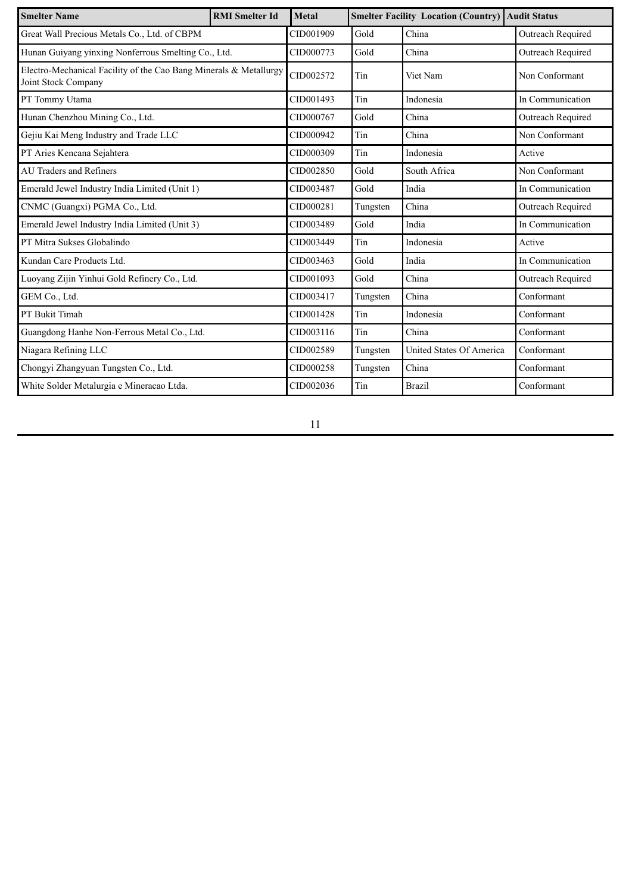| Smelter Name | RMI Smelter Id | Metal | Smelter Facility Location (Country) | Audit Status |
|---|---|---|---|---|
| Great Wall Precious Metals Co., Ltd. of CBPM | CID001909 | Gold | China | Outreach Required |
| Hunan Guiyang yinxing Nonferrous Smelting Co., Ltd. | CID000773 | Gold | China | Outreach Required |
| Electro-Mechanical Facility of the Cao Bang Minerals & Metallurgy Joint Stock Company | CID002572 | Tin | Viet Nam | Non Conformant |
| PT Tommy Utama | CID001493 | Tin | Indonesia | In Communication |
| Hunan Chenzhou Mining Co., Ltd. | CID000767 | Gold | China | Outreach Required |
| Gejiu Kai Meng Industry and Trade LLC | CID000942 | Tin | China | Non Conformant |
| PT Aries Kencana Sejahtera | CID000309 | Tin | Indonesia | Active |
| AU Traders and Refiners | CID002850 | Gold | South Africa | Non Conformant |
| Emerald Jewel Industry India Limited (Unit 1) | CID003487 | Gold | India | In Communication |
| CNMC (Guangxi) PGMA Co., Ltd. | CID000281 | Tungsten | China | Outreach Required |
| Emerald Jewel Industry India Limited (Unit 3) | CID003489 | Gold | India | In Communication |
| PT Mitra Sukses Globalindo | CID003449 | Tin | Indonesia | Active |
| Kundan Care Products Ltd. | CID003463 | Gold | India | In Communication |
| Luoyang Zijin Yinhui Gold Refinery Co., Ltd. | CID001093 | Gold | China | Outreach Required |
| GEM Co., Ltd. | CID003417 | Tungsten | China | Conformant |
| PT Bukit Timah | CID001428 | Tin | Indonesia | Conformant |
| Guangdong Hanhe Non-Ferrous Metal Co., Ltd. | CID003116 | Tin | China | Conformant |
| Niagara Refining LLC | CID002589 | Tungsten | United States Of America | Conformant |
| Chongyi Zhangyuan Tungsten Co., Ltd. | CID000258 | Tungsten | China | Conformant |
| White Solder Metalurgia e Mineracao Ltda. | CID002036 | Tin | Brazil | Conformant |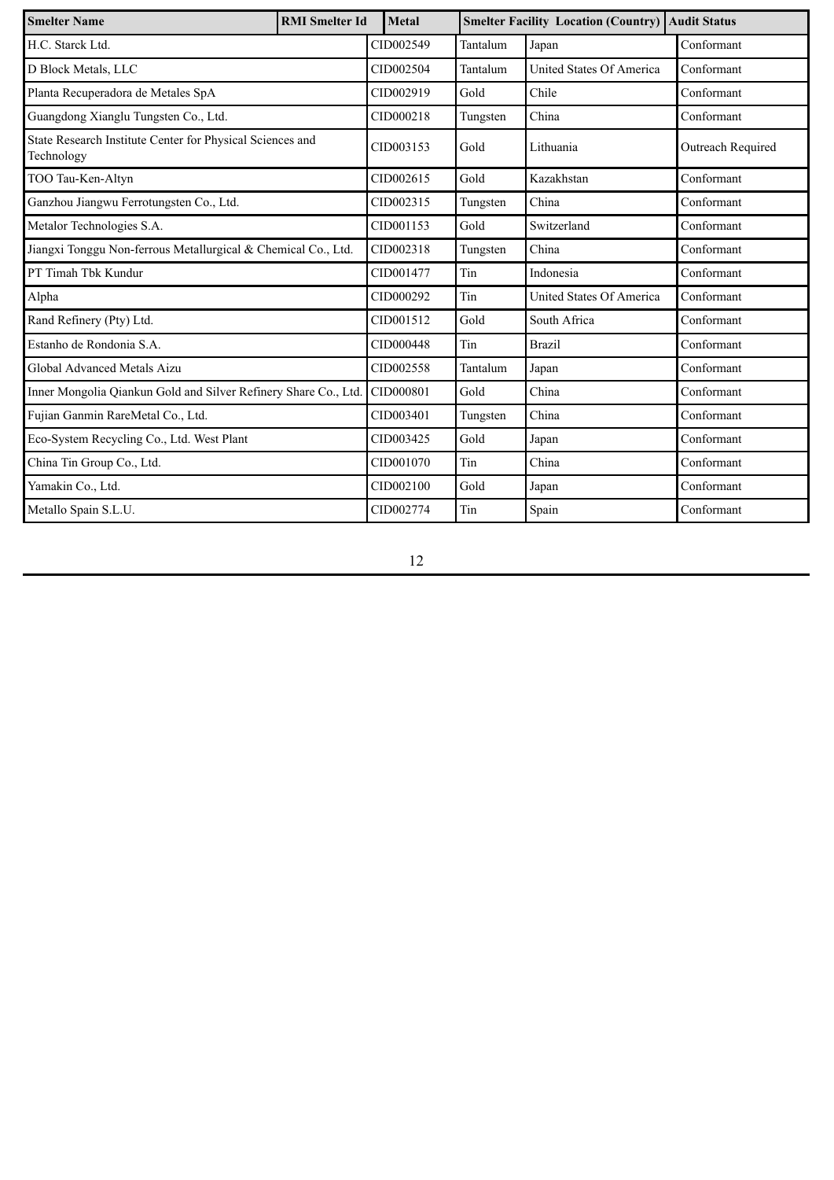| Smelter Name | RMI Smelter Id | Metal | Smelter Facility Location (Country) | Audit Status |
|---|---|---|---|---|
| H.C. Starck Ltd. | CID002549 | Tantalum | Japan | Conformant |
| D Block Metals, LLC | CID002504 | Tantalum | United States Of America | Conformant |
| Planta Recuperadora de Metales SpA | CID002919 | Gold | Chile | Conformant |
| Guangdong Xianglu Tungsten Co., Ltd. | CID000218 | Tungsten | China | Conformant |
| State Research Institute Center for Physical Sciences and Technology | CID003153 | Gold | Lithuania | Outreach Required |
| TOO Tau-Ken-Altyn | CID002615 | Gold | Kazakhstan | Conformant |
| Ganzhou Jiangwu Ferrotungsten Co., Ltd. | CID002315 | Tungsten | China | Conformant |
| Metalor Technologies S.A. | CID001153 | Gold | Switzerland | Conformant |
| Jiangxi Tonggu Non-ferrous Metallurgical & Chemical Co., Ltd. | CID002318 | Tungsten | China | Conformant |
| PT Timah Tbk Kundur | CID001477 | Tin | Indonesia | Conformant |
| Alpha | CID000292 | Tin | United States Of America | Conformant |
| Rand Refinery (Pty) Ltd. | CID001512 | Gold | South Africa | Conformant |
| Estanho de Rondonia S.A. | CID000448 | Tin | Brazil | Conformant |
| Global Advanced Metals Aizu | CID002558 | Tantalum | Japan | Conformant |
| Inner Mongolia Qiankun Gold and Silver Refinery Share Co., Ltd. | CID000801 | Gold | China | Conformant |
| Fujian Ganmin RareMetal Co., Ltd. | CID003401 | Tungsten | China | Conformant |
| Eco-System Recycling Co., Ltd. West Plant | CID003425 | Gold | Japan | Conformant |
| China Tin Group Co., Ltd. | CID001070 | Tin | China | Conformant |
| Yamakin Co., Ltd. | CID002100 | Gold | Japan | Conformant |
| Metallo Spain S.L.U. | CID002774 | Tin | Spain | Conformant |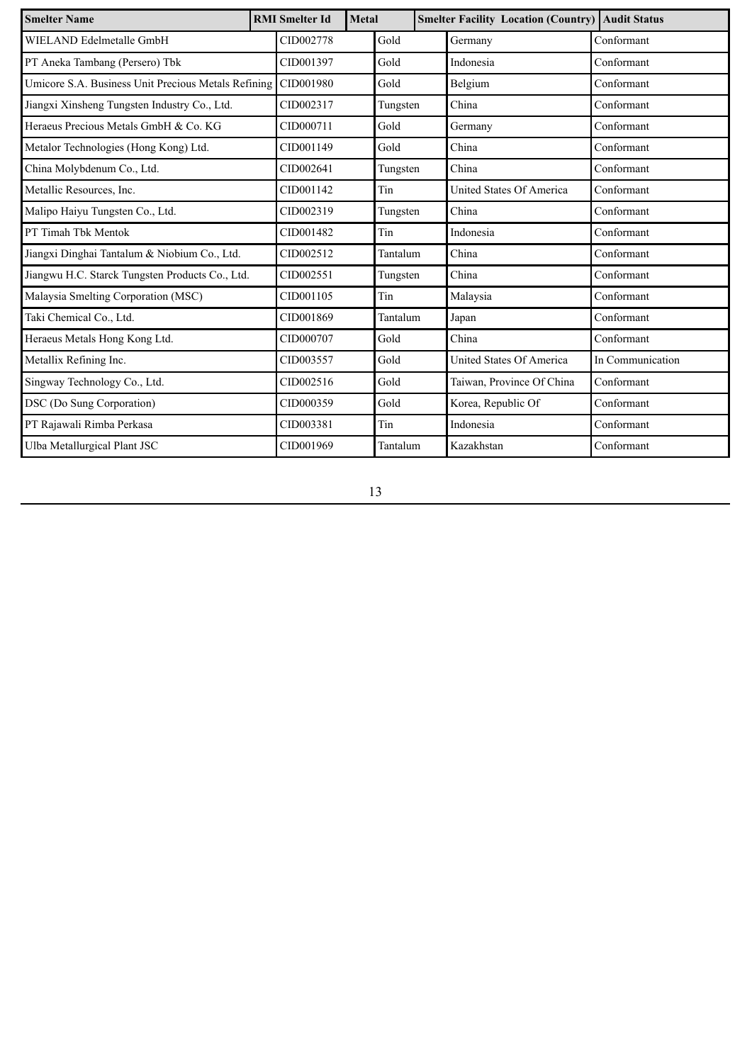| Smelter Name | RMI Smelter Id | Metal | Smelter Facility Location (Country) | Audit Status |
|---|---|---|---|---|
| WIELAND Edelmetalle GmbH | CID002778 | Gold | Germany | Conformant |
| PT Aneka Tambang (Persero) Tbk | CID001397 | Gold | Indonesia | Conformant |
| Umicore S.A. Business Unit Precious Metals Refining | CID001980 | Gold | Belgium | Conformant |
| Jiangxi Xinsheng Tungsten Industry Co., Ltd. | CID002317 | Tungsten | China | Conformant |
| Heraeus Precious Metals GmbH & Co. KG | CID000711 | Gold | Germany | Conformant |
| Metalor Technologies (Hong Kong) Ltd. | CID001149 | Gold | China | Conformant |
| China Molybdenum Co., Ltd. | CID002641 | Tungsten | China | Conformant |
| Metallic Resources, Inc. | CID001142 | Tin | United States Of America | Conformant |
| Malipo Haiyu Tungsten Co., Ltd. | CID002319 | Tungsten | China | Conformant |
| PT Timah Tbk Mentok | CID001482 | Tin | Indonesia | Conformant |
| Jiangxi Dinghai Tantalum & Niobium Co., Ltd. | CID002512 | Tantalum | China | Conformant |
| Jiangwu H.C. Starck Tungsten Products Co., Ltd. | CID002551 | Tungsten | China | Conformant |
| Malaysia Smelting Corporation (MSC) | CID001105 | Tin | Malaysia | Conformant |
| Taki Chemical Co., Ltd. | CID001869 | Tantalum | Japan | Conformant |
| Heraeus Metals Hong Kong Ltd. | CID000707 | Gold | China | Conformant |
| Metallix Refining Inc. | CID003557 | Gold | United States Of America | In Communication |
| Singway Technology Co., Ltd. | CID002516 | Gold | Taiwan, Province Of China | Conformant |
| DSC (Do Sung Corporation) | CID000359 | Gold | Korea, Republic Of | Conformant |
| PT Rajawali Rimba Perkasa | CID003381 | Tin | Indonesia | Conformant |
| Ulba Metallurgical Plant JSC | CID001969 | Tantalum | Kazakhstan | Conformant |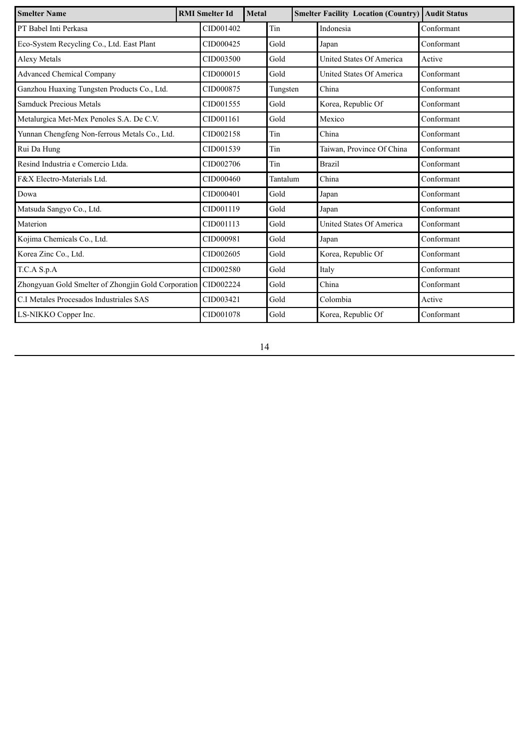| Smelter Name | RMI Smelter Id | Metal | Smelter Facility Location (Country) | Audit Status |
|---|---|---|---|---|
| PT Babel Inti Perkasa | CID001402 | Tin | Indonesia | Conformant |
| Eco-System Recycling Co., Ltd. East Plant | CID000425 | Gold | Japan | Conformant |
| Alexy Metals | CID003500 | Gold | United States Of America | Active |
| Advanced Chemical Company | CID000015 | Gold | United States Of America | Conformant |
| Ganzhou Huaxing Tungsten Products Co., Ltd. | CID000875 | Tungsten | China | Conformant |
| Samduck Precious Metals | CID001555 | Gold | Korea, Republic Of | Conformant |
| Metalurgica Met-Mex Penoles S.A. De C.V. | CID001161 | Gold | Mexico | Conformant |
| Yunnan Chengfeng Non-ferrous Metals Co., Ltd. | CID002158 | Tin | China | Conformant |
| Rui Da Hung | CID001539 | Tin | Taiwan, Province Of China | Conformant |
| Resind Industria e Comercio Ltda. | CID002706 | Tin | Brazil | Conformant |
| F&X Electro-Materials Ltd. | CID000460 | Tantalum | China | Conformant |
| Dowa | CID000401 | Gold | Japan | Conformant |
| Matsuda Sangyo Co., Ltd. | CID001119 | Gold | Japan | Conformant |
| Materion | CID001113 | Gold | United States Of America | Conformant |
| Kojima Chemicals Co., Ltd. | CID000981 | Gold | Japan | Conformant |
| Korea Zinc Co., Ltd. | CID002605 | Gold | Korea, Republic Of | Conformant |
| T.C.A S.p.A | CID002580 | Gold | Italy | Conformant |
| Zhongyuan Gold Smelter of Zhongjin Gold Corporation | CID002224 | Gold | China | Conformant |
| C.I Metales Procesados Industriales SAS | CID003421 | Gold | Colombia | Active |
| LS-NIKKO Copper Inc. | CID001078 | Gold | Korea, Republic Of | Conformant |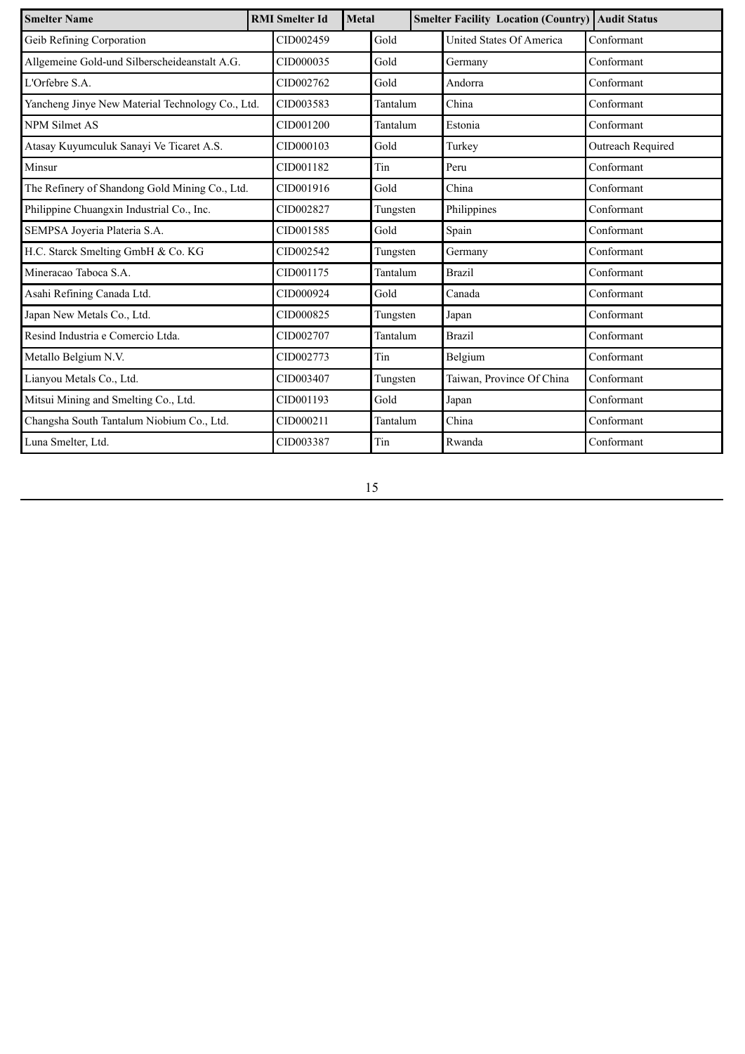| Smelter Name | RMI Smelter Id | Metal | Smelter Facility Location (Country) | Audit Status |
|---|---|---|---|---|
| Geib Refining Corporation | CID002459 | Gold | United States Of America | Conformant |
| Allgemeine Gold-und Silberscheideanstalt A.G. | CID000035 | Gold | Germany | Conformant |
| L'Orfebre S.A. | CID002762 | Gold | Andorra | Conformant |
| Yancheng Jinye New Material Technology Co., Ltd. | CID003583 | Tantalum | China | Conformant |
| NPM Silmet AS | CID001200 | Tantalum | Estonia | Conformant |
| Atasay Kuyumculuk Sanayi Ve Ticaret A.S. | CID000103 | Gold | Turkey | Outreach Required |
| Minsur | CID001182 | Tin | Peru | Conformant |
| The Refinery of Shandong Gold Mining Co., Ltd. | CID001916 | Gold | China | Conformant |
| Philippine Chuangxin Industrial Co., Inc. | CID002827 | Tungsten | Philippines | Conformant |
| SEMPSA Joyeria Plateria S.A. | CID001585 | Gold | Spain | Conformant |
| H.C. Starck Smelting GmbH & Co. KG | CID002542 | Tungsten | Germany | Conformant |
| Mineracao Taboca S.A. | CID001175 | Tantalum | Brazil | Conformant |
| Asahi Refining Canada Ltd. | CID000924 | Gold | Canada | Conformant |
| Japan New Metals Co., Ltd. | CID000825 | Tungsten | Japan | Conformant |
| Resind Industria e Comercio Ltda. | CID002707 | Tantalum | Brazil | Conformant |
| Metallo Belgium N.V. | CID002773 | Tin | Belgium | Conformant |
| Lianyou Metals Co., Ltd. | CID003407 | Tungsten | Taiwan, Province Of China | Conformant |
| Mitsui Mining and Smelting Co., Ltd. | CID001193 | Gold | Japan | Conformant |
| Changsha South Tantalum Niobium Co., Ltd. | CID000211 | Tantalum | China | Conformant |
| Luna Smelter, Ltd. | CID003387 | Tin | Rwanda | Conformant |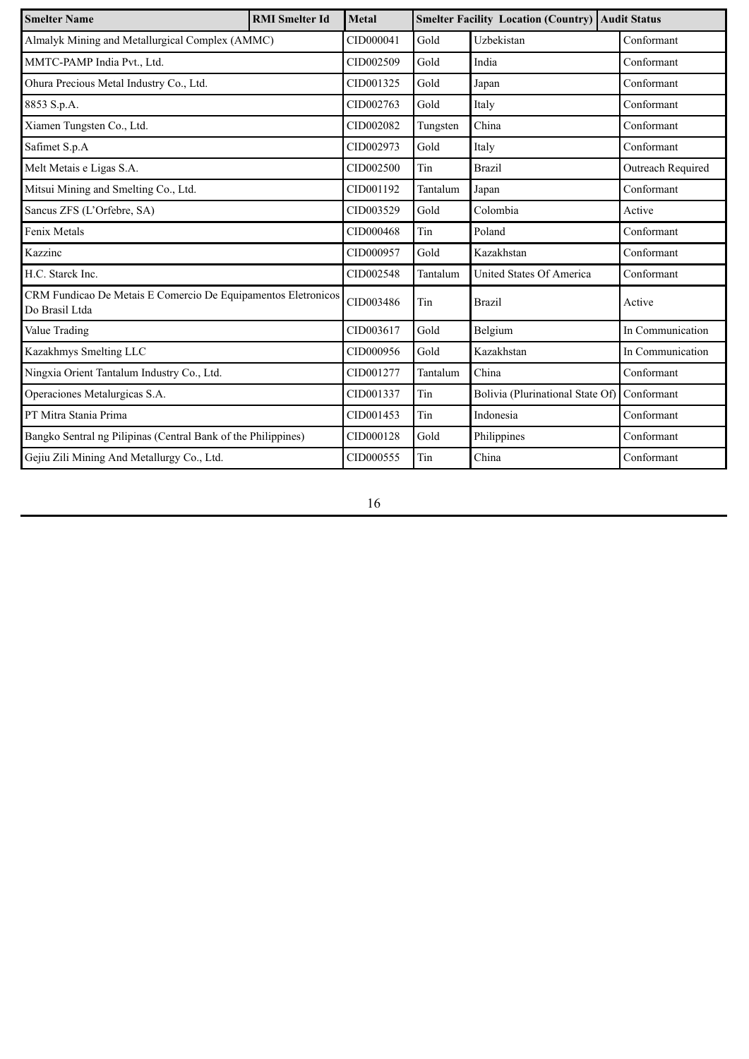| Smelter Name | RMI Smelter Id | Metal | Smelter Facility Location (Country) | Audit Status |
|---|---|---|---|---|
| Almalyk Mining and Metallurgical Complex (AMMC) | CID000041 | Gold | Uzbekistan | Conformant |
| MMTC-PAMP India Pvt., Ltd. | CID002509 | Gold | India | Conformant |
| Ohura Precious Metal Industry Co., Ltd. | CID001325 | Gold | Japan | Conformant |
| 8853 S.p.A. | CID002763 | Gold | Italy | Conformant |
| Xiamen Tungsten Co., Ltd. | CID002082 | Tungsten | China | Conformant |
| Safimet S.p.A | CID002973 | Gold | Italy | Conformant |
| Melt Metais e Ligas S.A. | CID002500 | Tin | Brazil | Outreach Required |
| Mitsui Mining and Smelting Co., Ltd. | CID001192 | Tantalum | Japan | Conformant |
| Sancus ZFS (L'Orfebre, SA) | CID003529 | Gold | Colombia | Active |
| Fenix Metals | CID000468 | Tin | Poland | Conformant |
| Kazzinc | CID000957 | Gold | Kazakhstan | Conformant |
| H.C. Starck Inc. | CID002548 | Tantalum | United States Of America | Conformant |
| CRM Fundicao De Metais E Comercio De Equipamentos Eletronicos Do Brasil Ltda | CID003486 | Tin | Brazil | Active |
| Value Trading | CID003617 | Gold | Belgium | In Communication |
| Kazakhmys Smelting LLC | CID000956 | Gold | Kazakhstan | In Communication |
| Ningxia Orient Tantalum Industry Co., Ltd. | CID001277 | Tantalum | China | Conformant |
| Operaciones Metalurgicas S.A. | CID001337 | Tin | Bolivia (Plurinational State Of) | Conformant |
| PT Mitra Stania Prima | CID001453 | Tin | Indonesia | Conformant |
| Bangko Sentral ng Pilipinas (Central Bank of the Philippines) | CID000128 | Gold | Philippines | Conformant |
| Gejiu Zili Mining And Metallurgy Co., Ltd. | CID000555 | Tin | China | Conformant |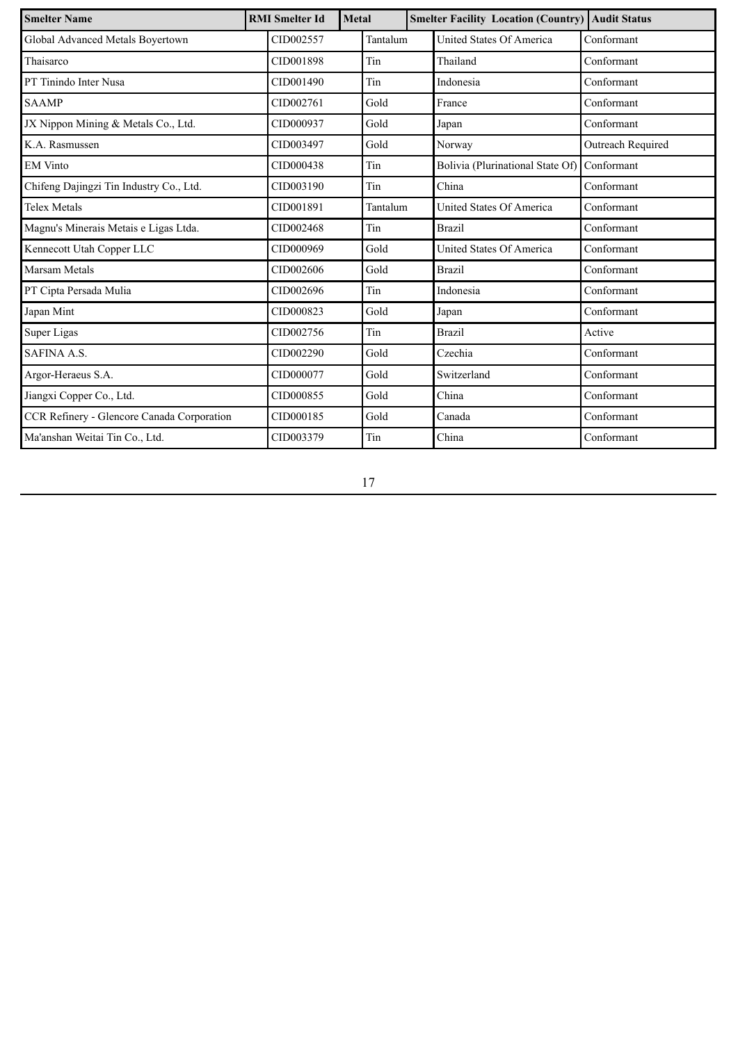| Smelter Name | RMI Smelter Id | Metal | Smelter Facility Location (Country) | Audit Status |
| --- | --- | --- | --- | --- |
| Global Advanced Metals Boyertown | CID002557 | Tantalum | United States Of America | Conformant |
| Thaisarco | CID001898 | Tin | Thailand | Conformant |
| PT Tinindo Inter Nusa | CID001490 | Tin | Indonesia | Conformant |
| SAAMP | CID002761 | Gold | France | Conformant |
| JX Nippon Mining & Metals Co., Ltd. | CID000937 | Gold | Japan | Conformant |
| K.A. Rasmussen | CID003497 | Gold | Norway | Outreach Required |
| EM Vinto | CID000438 | Tin | Bolivia (Plurinational State Of) | Conformant |
| Chifeng Dajingzi Tin Industry Co., Ltd. | CID003190 | Tin | China | Conformant |
| Telex Metals | CID001891 | Tantalum | United States Of America | Conformant |
| Magnu's Minerais Metais e Ligas Ltda. | CID002468 | Tin | Brazil | Conformant |
| Kennecott Utah Copper LLC | CID000969 | Gold | United States Of America | Conformant |
| Marsam Metals | CID002606 | Gold | Brazil | Conformant |
| PT Cipta Persada Mulia | CID002696 | Tin | Indonesia | Conformant |
| Japan Mint | CID000823 | Gold | Japan | Conformant |
| Super Ligas | CID002756 | Tin | Brazil | Active |
| SAFINA A.S. | CID002290 | Gold | Czechia | Conformant |
| Argor-Heraeus S.A. | CID000077 | Gold | Switzerland | Conformant |
| Jiangxi Copper Co., Ltd. | CID000855 | Gold | China | Conformant |
| CCR Refinery - Glencore Canada Corporation | CID000185 | Gold | Canada | Conformant |
| Ma'anshan Weitai Tin Co., Ltd. | CID003379 | Tin | China | Conformant |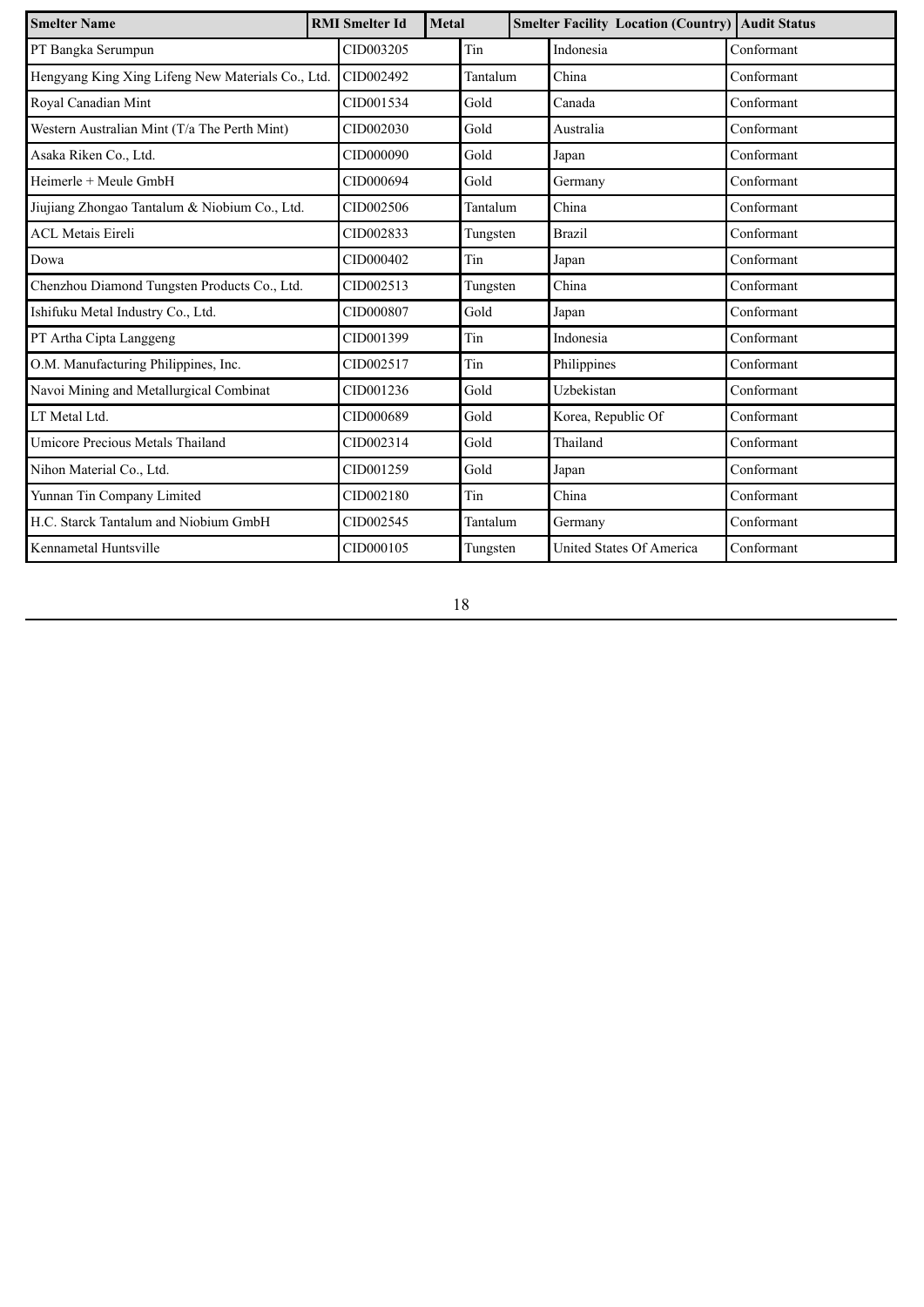| Smelter Name | RMI Smelter Id | Metal | Smelter Facility Location (Country) | Audit Status |
|---|---|---|---|---|
| PT Bangka Serumpun | CID003205 | Tin | Indonesia | Conformant |
| Hengyang King Xing Lifeng New Materials Co., Ltd. | CID002492 | Tantalum | China | Conformant |
| Royal Canadian Mint | CID001534 | Gold | Canada | Conformant |
| Western Australian Mint (T/a The Perth Mint) | CID002030 | Gold | Australia | Conformant |
| Asaka Riken Co., Ltd. | CID000090 | Gold | Japan | Conformant |
| Heimerle + Meule GmbH | CID000694 | Gold | Germany | Conformant |
| Jiujiang Zhongao Tantalum & Niobium Co., Ltd. | CID002506 | Tantalum | China | Conformant |
| ACL Metais Eireli | CID002833 | Tungsten | Brazil | Conformant |
| Dowa | CID000402 | Tin | Japan | Conformant |
| Chenzhou Diamond Tungsten Products Co., Ltd. | CID002513 | Tungsten | China | Conformant |
| Ishifuku Metal Industry Co., Ltd. | CID000807 | Gold | Japan | Conformant |
| PT Artha Cipta Langgeng | CID001399 | Tin | Indonesia | Conformant |
| O.M. Manufacturing Philippines, Inc. | CID002517 | Tin | Philippines | Conformant |
| Navoi Mining and Metallurgical Combinat | CID001236 | Gold | Uzbekistan | Conformant |
| LT Metal Ltd. | CID000689 | Gold | Korea, Republic Of | Conformant |
| Umicore Precious Metals Thailand | CID002314 | Gold | Thailand | Conformant |
| Nihon Material Co., Ltd. | CID001259 | Gold | Japan | Conformant |
| Yunnan Tin Company Limited | CID002180 | Tin | China | Conformant |
| H.C. Starck Tantalum and Niobium GmbH | CID002545 | Tantalum | Germany | Conformant |
| Kennametal Huntsville | CID000105 | Tungsten | United States Of America | Conformant |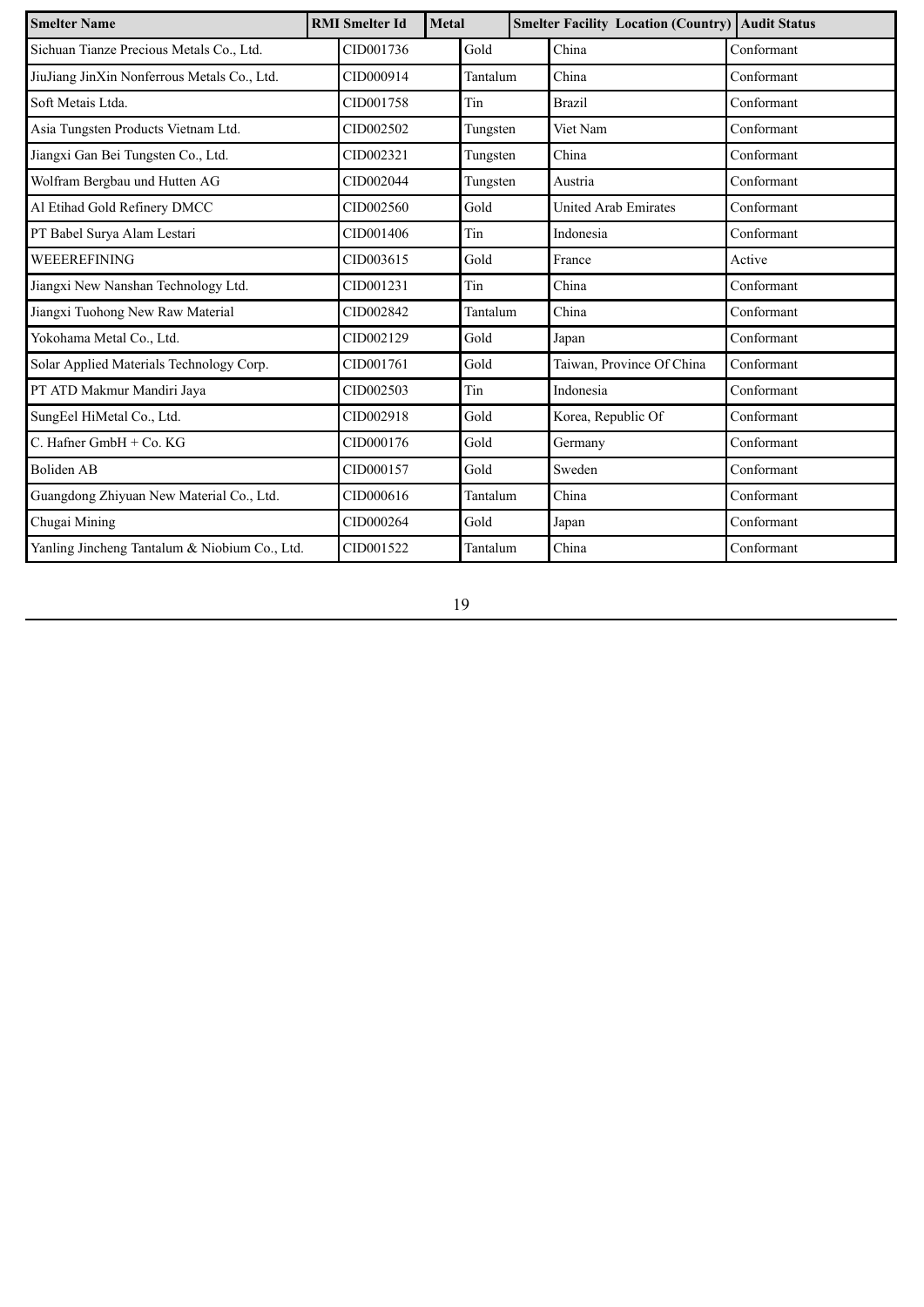| Smelter Name | RMI Smelter Id | Metal | Smelter Facility Location (Country) | Audit Status |
| --- | --- | --- | --- | --- |
| Sichuan Tianze Precious Metals Co., Ltd. | CID001736 | Gold | China | Conformant |
| JiuJiang JinXin Nonferrous Metals Co., Ltd. | CID000914 | Tantalum | China | Conformant |
| Soft Metais Ltda. | CID001758 | Tin | Brazil | Conformant |
| Asia Tungsten Products Vietnam Ltd. | CID002502 | Tungsten | Viet Nam | Conformant |
| Jiangxi Gan Bei Tungsten Co., Ltd. | CID002321 | Tungsten | China | Conformant |
| Wolfram Bergbau und Hutten AG | CID002044 | Tungsten | Austria | Conformant |
| Al Etihad Gold Refinery DMCC | CID002560 | Gold | United Arab Emirates | Conformant |
| PT Babel Surya Alam Lestari | CID001406 | Tin | Indonesia | Conformant |
| WEEEREFINING | CID003615 | Gold | France | Active |
| Jiangxi New Nanshan Technology Ltd. | CID001231 | Tin | China | Conformant |
| Jiangxi Tuohong New Raw Material | CID002842 | Tantalum | China | Conformant |
| Yokohama Metal Co., Ltd. | CID002129 | Gold | Japan | Conformant |
| Solar Applied Materials Technology Corp. | CID001761 | Gold | Taiwan, Province Of China | Conformant |
| PT ATD Makmur Mandiri Jaya | CID002503 | Tin | Indonesia | Conformant |
| SungEel HiMetal Co., Ltd. | CID002918 | Gold | Korea, Republic Of | Conformant |
| C. Hafner GmbH + Co. KG | CID000176 | Gold | Germany | Conformant |
| Boliden AB | CID000157 | Gold | Sweden | Conformant |
| Guangdong Zhiyuan New Material Co., Ltd. | CID000616 | Tantalum | China | Conformant |
| Chugai Mining | CID000264 | Gold | Japan | Conformant |
| Yanling Jincheng Tantalum & Niobium Co., Ltd. | CID001522 | Tantalum | China | Conformant |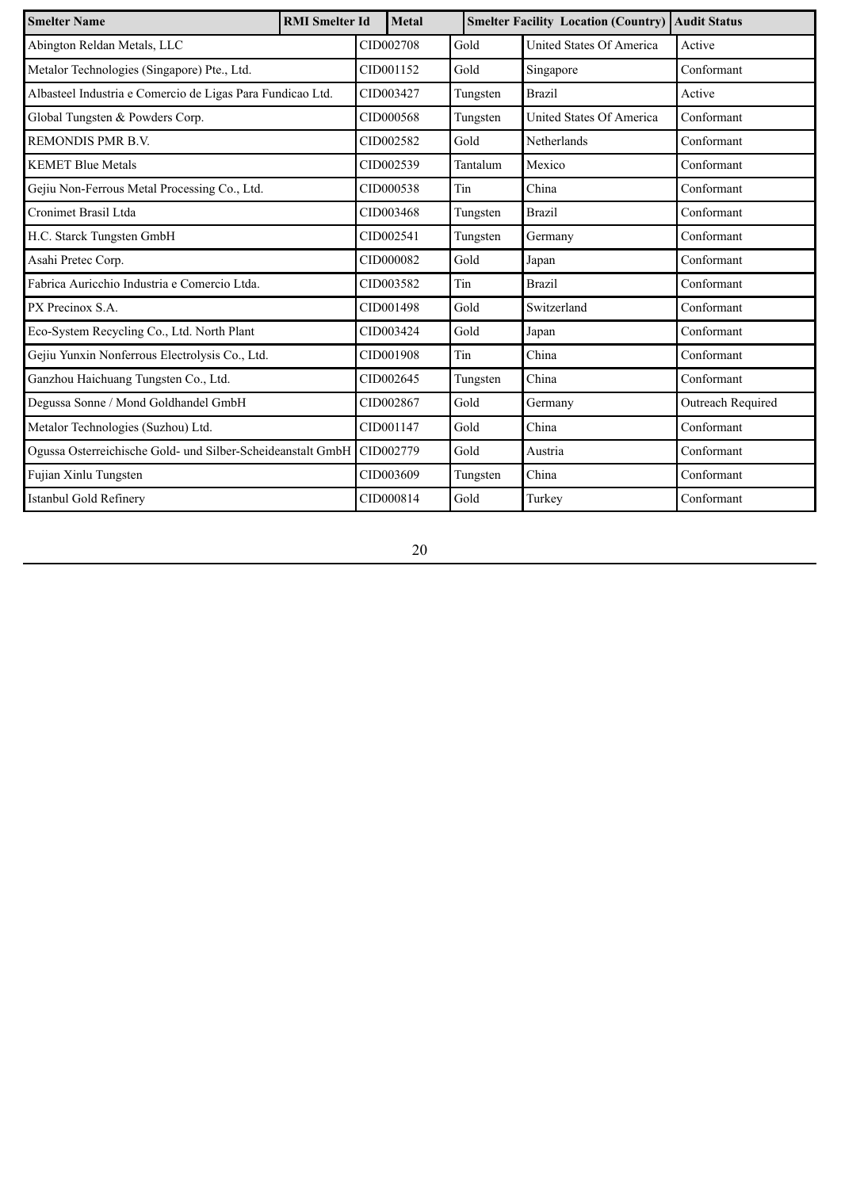| Smelter Name | RMI Smelter Id | Metal | Smelter Facility Location (Country) | Audit Status |
|---|---|---|---|---|
| Abington Reldan Metals, LLC | CID002708 | Gold | United States Of America | Active |
| Metalor Technologies (Singapore) Pte., Ltd. | CID001152 | Gold | Singapore | Conformant |
| Albasteel Industria e Comercio de Ligas Para Fundicao Ltd. | CID003427 | Tungsten | Brazil | Active |
| Global Tungsten & Powders Corp. | CID000568 | Tungsten | United States Of America | Conformant |
| REMONDIS PMR B.V. | CID002582 | Gold | Netherlands | Conformant |
| KEMET Blue Metals | CID002539 | Tantalum | Mexico | Conformant |
| Gejiu Non-Ferrous Metal Processing Co., Ltd. | CID000538 | Tin | China | Conformant |
| Cronimet Brasil Ltda | CID003468 | Tungsten | Brazil | Conformant |
| H.C. Starck Tungsten GmbH | CID002541 | Tungsten | Germany | Conformant |
| Asahi Pretec Corp. | CID000082 | Gold | Japan | Conformant |
| Fabrica Auricchio Industria e Comercio Ltda. | CID003582 | Tin | Brazil | Conformant |
| PX Precinox S.A. | CID001498 | Gold | Switzerland | Conformant |
| Eco-System Recycling Co., Ltd. North Plant | CID003424 | Gold | Japan | Conformant |
| Gejiu Yunxin Nonferrous Electrolysis Co., Ltd. | CID001908 | Tin | China | Conformant |
| Ganzhou Haichuang Tungsten Co., Ltd. | CID002645 | Tungsten | China | Conformant |
| Degussa Sonne / Mond Goldhandel GmbH | CID002867 | Gold | Germany | Outreach Required |
| Metalor Technologies (Suzhou) Ltd. | CID001147 | Gold | China | Conformant |
| Ogussa Osterreichische Gold- und Silber-Scheideanstalt GmbH | CID002779 | Gold | Austria | Conformant |
| Fujian Xinlu Tungsten | CID003609 | Tungsten | China | Conformant |
| Istanbul Gold Refinery | CID000814 | Gold | Turkey | Conformant |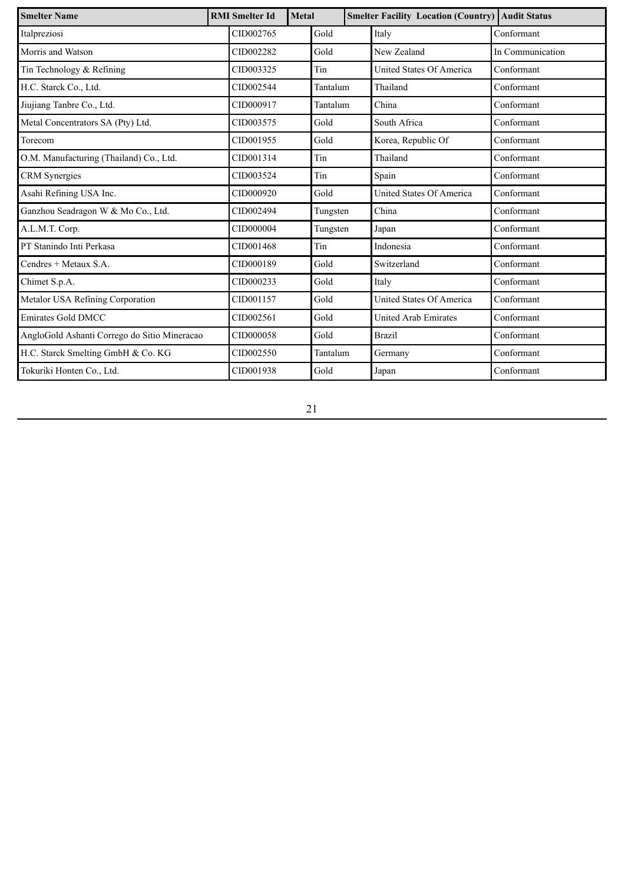| Smelter Name | RMI Smelter Id | Metal | Smelter Facility Location (Country) | Audit Status |
|---|---|---|---|---|
| Italpreziosi | CID002765 | Gold | Italy | Conformant |
| Morris and Watson | CID002282 | Gold | New Zealand | In Communication |
| Tin Technology & Refining | CID003325 | Tin | United States Of America | Conformant |
| H.C. Starck Co., Ltd. | CID002544 | Tantalum | Thailand | Conformant |
| Jiujiang Tanbre Co., Ltd. | CID000917 | Tantalum | China | Conformant |
| Metal Concentrators SA (Pty) Ltd. | CID003575 | Gold | South Africa | Conformant |
| Torecom | CID001955 | Gold | Korea, Republic Of | Conformant |
| O.M. Manufacturing (Thailand) Co., Ltd. | CID001314 | Tin | Thailand | Conformant |
| CRM Synergies | CID003524 | Tin | Spain | Conformant |
| Asahi Refining USA Inc. | CID000920 | Gold | United States Of America | Conformant |
| Ganzhou Seadragon W & Mo Co., Ltd. | CID002494 | Tungsten | China | Conformant |
| A.L.M.T. Corp. | CID000004 | Tungsten | Japan | Conformant |
| PT Stanindo Inti Perkasa | CID001468 | Tin | Indonesia | Conformant |
| Cendres + Metaux S.A. | CID000189 | Gold | Switzerland | Conformant |
| Chimet S.p.A. | CID000233 | Gold | Italy | Conformant |
| Metalor USA Refining Corporation | CID001157 | Gold | United States Of America | Conformant |
| Emirates Gold DMCC | CID002561 | Gold | United Arab Emirates | Conformant |
| AngloGold Ashanti Corrego do Sitio Mineracao | CID000058 | Gold | Brazil | Conformant |
| H.C. Starck Smelting GmbH & Co. KG | CID002550 | Tantalum | Germany | Conformant |
| Tokuriki Honten Co., Ltd. | CID001938 | Gold | Japan | Conformant |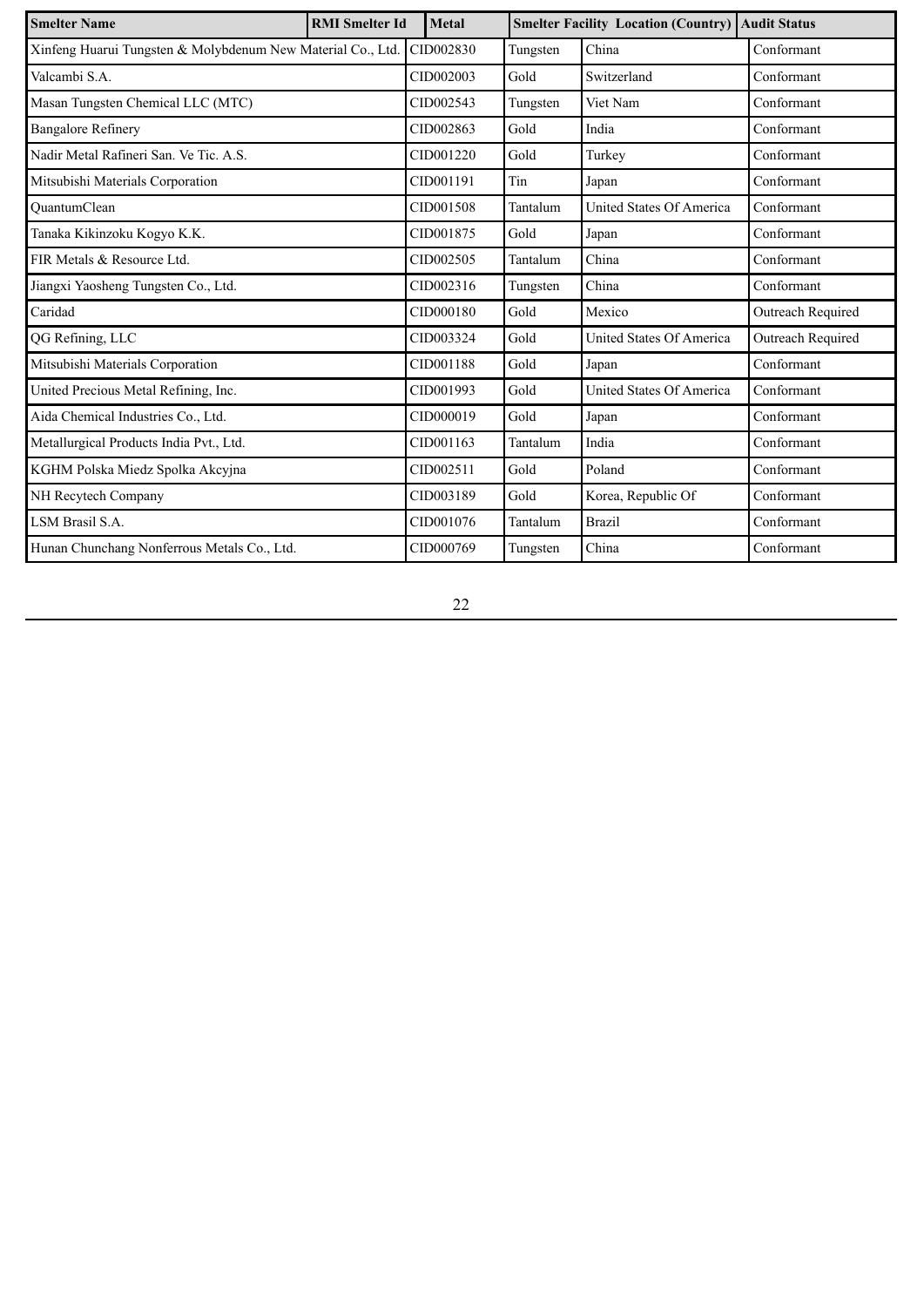| Smelter Name | RMI Smelter Id | Metal | Smelter Facility Location (Country) | Audit Status |
|---|---|---|---|---|
| Xinfeng Huarui Tungsten & Molybdenum New Material Co., Ltd. | CID002830 | Tungsten | China | Conformant |
| Valcambi S.A. | CID002003 | Gold | Switzerland | Conformant |
| Masan Tungsten Chemical LLC (MTC) | CID002543 | Tungsten | Viet Nam | Conformant |
| Bangalore Refinery | CID002863 | Gold | India | Conformant |
| Nadir Metal Rafineri San. Ve Tic. A.S. | CID001220 | Gold | Turkey | Conformant |
| Mitsubishi Materials Corporation | CID001191 | Tin | Japan | Conformant |
| QuantumClean | CID001508 | Tantalum | United States Of America | Conformant |
| Tanaka Kikinzoku Kogyo K.K. | CID001875 | Gold | Japan | Conformant |
| FIR Metals & Resource Ltd. | CID002505 | Tantalum | China | Conformant |
| Jiangxi Yaosheng Tungsten Co., Ltd. | CID002316 | Tungsten | China | Conformant |
| Caridad | CID000180 | Gold | Mexico | Outreach Required |
| QG Refining, LLC | CID003324 | Gold | United States Of America | Outreach Required |
| Mitsubishi Materials Corporation | CID001188 | Gold | Japan | Conformant |
| United Precious Metal Refining, Inc. | CID001993 | Gold | United States Of America | Conformant |
| Aida Chemical Industries Co., Ltd. | CID000019 | Gold | Japan | Conformant |
| Metallurgical Products India Pvt., Ltd. | CID001163 | Tantalum | India | Conformant |
| KGHM Polska Miedz Spolka Akcyjna | CID002511 | Gold | Poland | Conformant |
| NH Recytech Company | CID003189 | Gold | Korea, Republic Of | Conformant |
| LSM Brasil S.A. | CID001076 | Tantalum | Brazil | Conformant |
| Hunan Chunchang Nonferrous Metals Co., Ltd. | CID000769 | Tungsten | China | Conformant |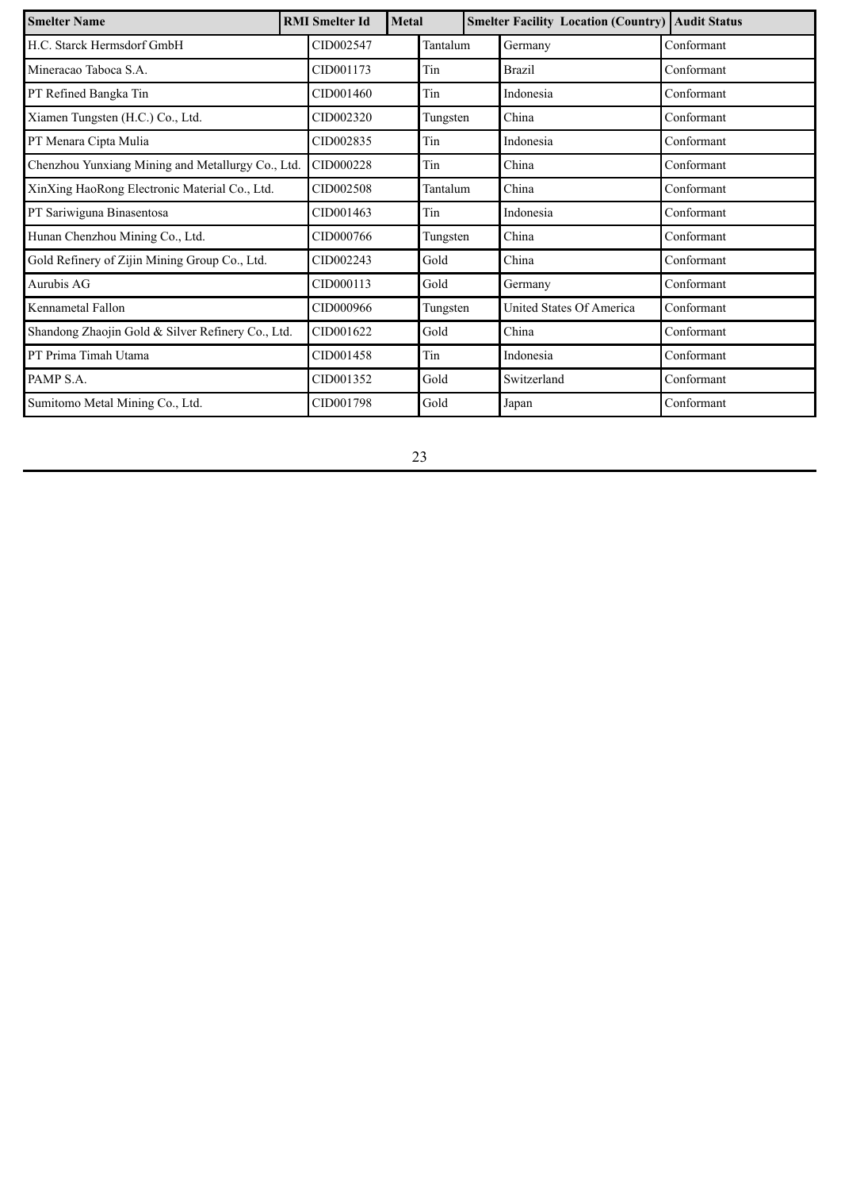| Smelter Name | RMI Smelter Id | Metal | Smelter Facility Location (Country) | Audit Status |
|---|---|---|---|---|
| H.C. Starck Hermsdorf GmbH | CID002547 | Tantalum | Germany | Conformant |
| Mineracao Taboca S.A. | CID001173 | Tin | Brazil | Conformant |
| PT Refined Bangka Tin | CID001460 | Tin | Indonesia | Conformant |
| Xiamen Tungsten (H.C.) Co., Ltd. | CID002320 | Tungsten | China | Conformant |
| PT Menara Cipta Mulia | CID002835 | Tin | Indonesia | Conformant |
| Chenzhou Yunxiang Mining and Metallurgy Co., Ltd. | CID000228 | Tin | China | Conformant |
| XinXing HaoRong Electronic Material Co., Ltd. | CID002508 | Tantalum | China | Conformant |
| PT Sariwiguna Binasentosa | CID001463 | Tin | Indonesia | Conformant |
| Hunan Chenzhou Mining Co., Ltd. | CID000766 | Tungsten | China | Conformant |
| Gold Refinery of Zijin Mining Group Co., Ltd. | CID002243 | Gold | China | Conformant |
| Aurubis AG | CID000113 | Gold | Germany | Conformant |
| Kennametal Fallon | CID000966 | Tungsten | United States Of America | Conformant |
| Shandong Zhaojin Gold & Silver Refinery Co., Ltd. | CID001622 | Gold | China | Conformant |
| PT Prima Timah Utama | CID001458 | Tin | Indonesia | Conformant |
| PAMP S.A. | CID001352 | Gold | Switzerland | Conformant |
| Sumitomo Metal Mining Co., Ltd. | CID001798 | Gold | Japan | Conformant |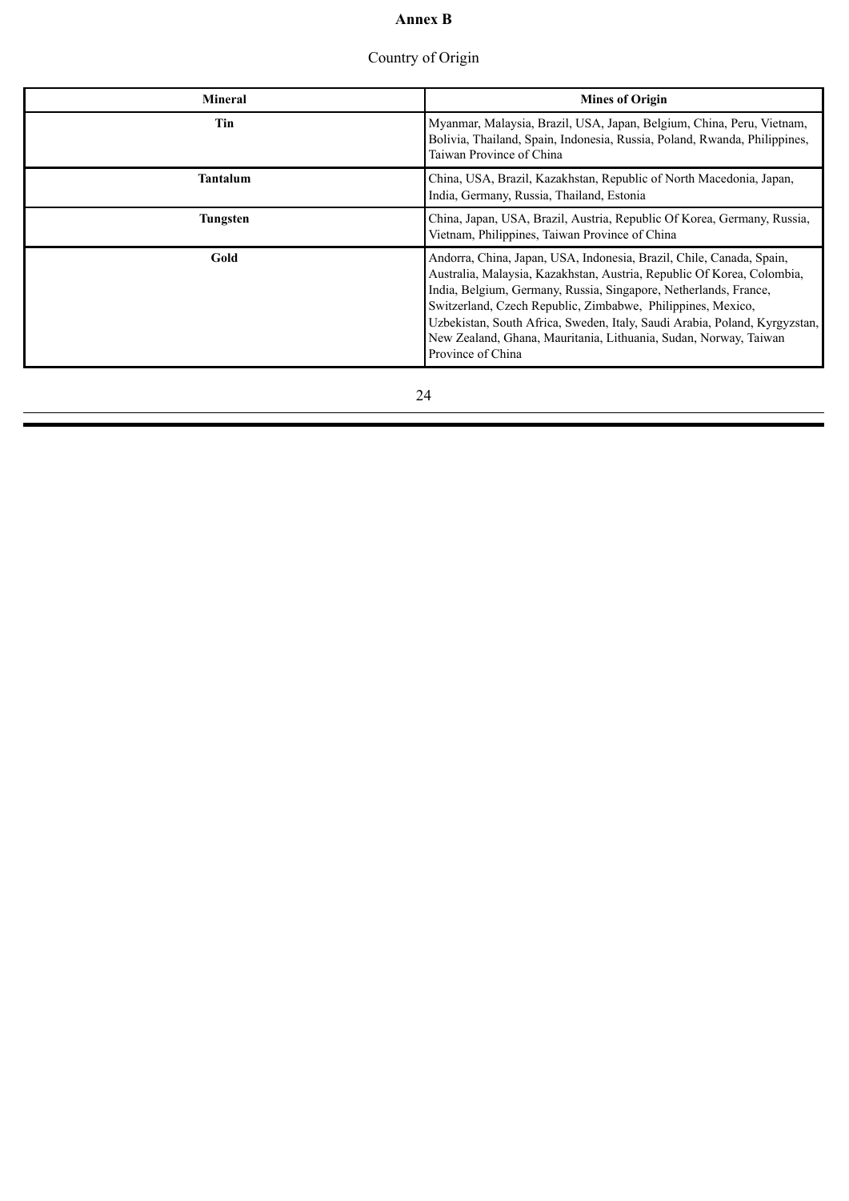# Annex B

Country of Origin

| Mineral | Mines of Origin |
| --- | --- |
| **Tin** | Myanmar, Malaysia, Brazil, USA, Japan, Belgium, China, Peru, Vietnam, Bolivia, Thailand, Spain, Indonesia, Russia, Poland, Rwanda, Philippines, Taiwan Province of China |
| **Tantalum** | China, USA, Brazil, Kazakhstan, Republic of North Macedonia, Japan, India, Germany, Russia, Thailand, Estonia |
| **Tungsten** | China, Japan, USA, Brazil, Austria, Republic Of Korea, Germany, Russia, Vietnam, Philippines, Taiwan Province of China |
| **Gold** | Andorra, China, Japan, USA, Indonesia, Brazil, Chile, Canada, Spain, Australia, Malaysia, Kazakhstan, Austria, Republic Of Korea, Colombia, India, Belgium, Germany, Russia, Singapore, Netherlands, France, Switzerland, Czech Republic, Zimbabwe, Philippines, Mexico, Uzbekistan, South Africa, Sweden, Italy, Saudi Arabia, Poland, Kyrgyzstan, New Zealand, Ghana, Mauritania, Lithuania, Sudan, Norway, Taiwan Province of China |